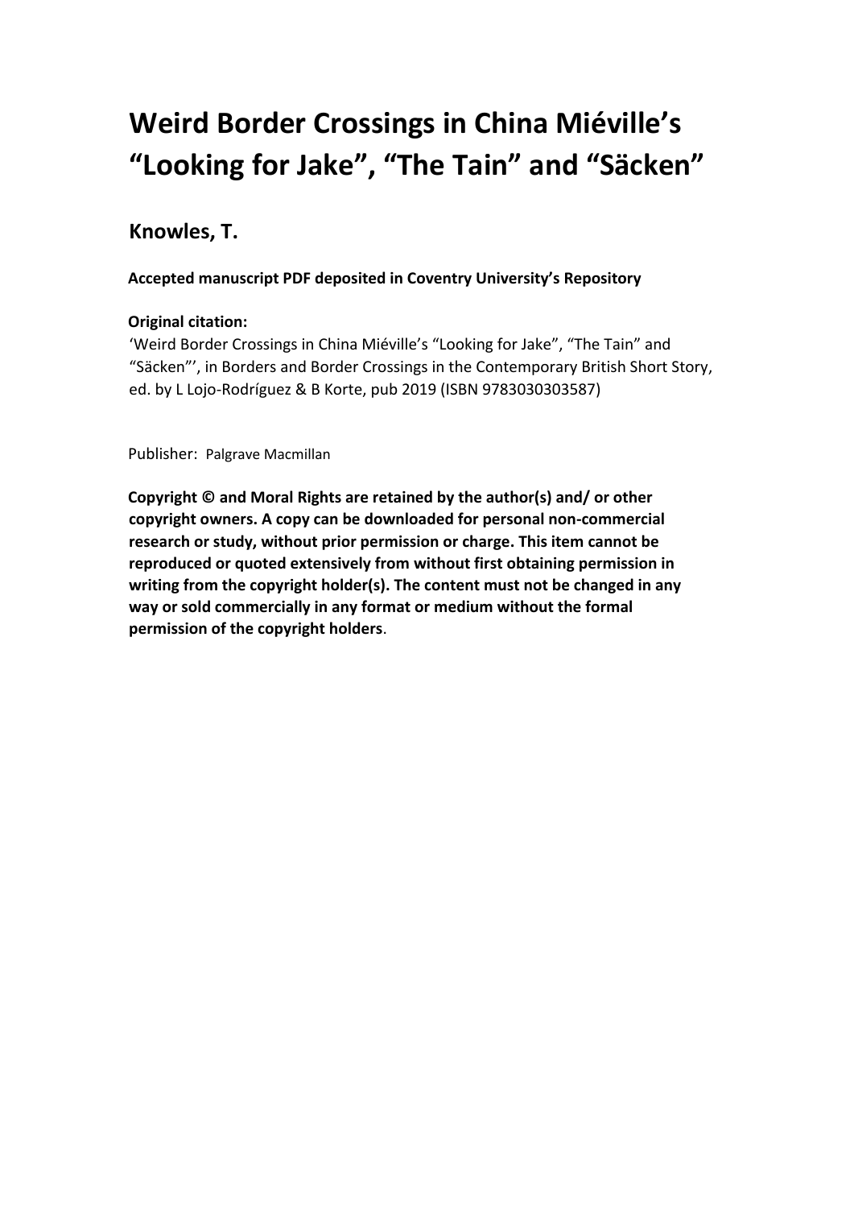# Weird Border Crossings in China Miéville's "Looking for Jake", "The Tain" and "Säcken"

## Knowles, T.

**Accepted manuscript PDF deposited in Coventry University's Repository**

**Original citation:**
'Weird Border Crossings in China Miéville's "Looking for Jake", "The Tain" and "Säcken"', in Borders and Border Crossings in the Contemporary British Short Story, ed. by L Lojo-Rodríguez & B Korte, pub 2019 (ISBN 9783030303587)

Publisher: Palgrave Macmillan

**Copyright © and Moral Rights are retained by the author(s) and/ or other copyright owners. A copy can be downloaded for personal non-commercial research or study, without prior permission or charge. This item cannot be reproduced or quoted extensively from without first obtaining permission in writing from the copyright holder(s). The content must not be changed in any way or sold commercially in any format or medium without the formal permission of the copyright holders**.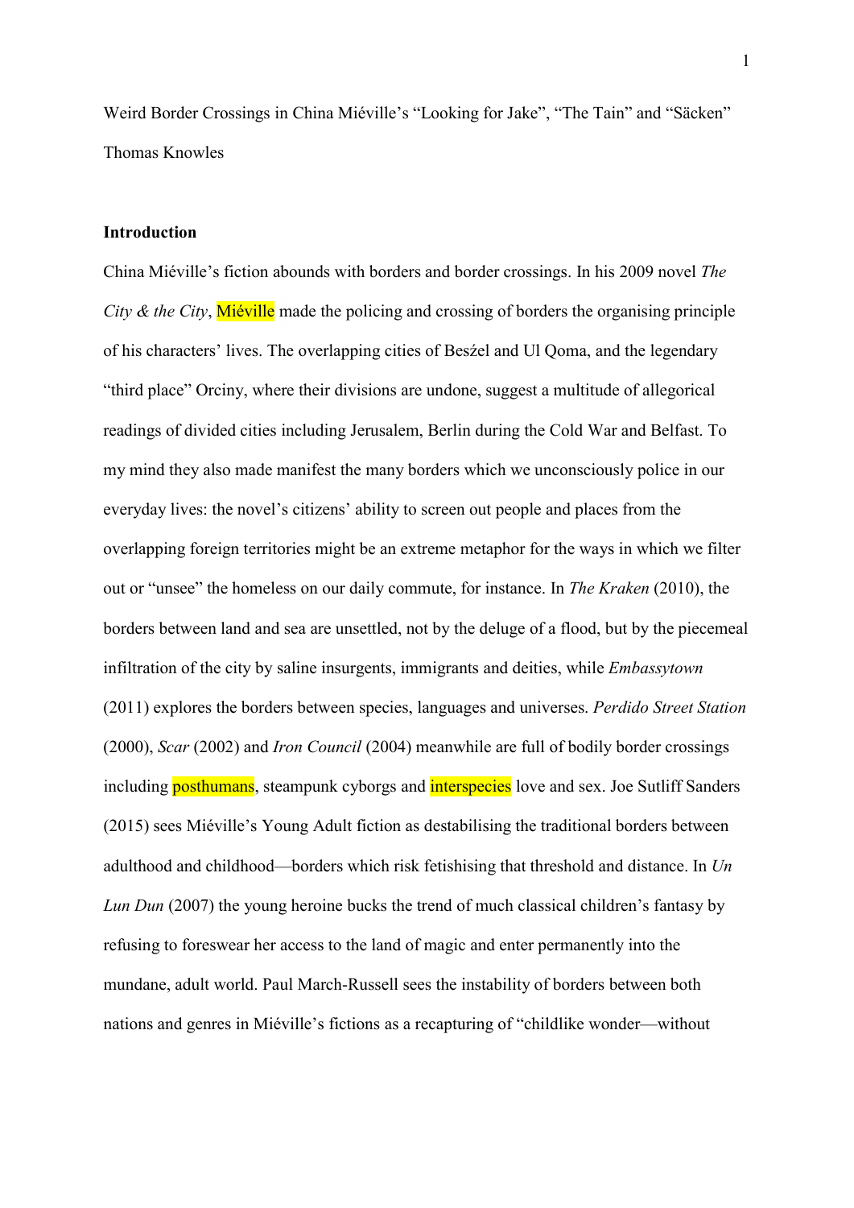Weird Border Crossings in China Miéville's "Looking for Jake", "The Tain" and "Säcken"

Thomas Knowles

**Introduction**

China Miéville's fiction abounds with borders and border crossings. In his 2009 novel *The City & the City*, Miéville made the policing and crossing of borders the organising principle of his characters' lives. The overlapping cities of Besźel and Ul Qoma, and the legendary "third place" Orciny, where their divisions are undone, suggest a multitude of allegorical readings of divided cities including Jerusalem, Berlin during the Cold War and Belfast. To my mind they also made manifest the many borders which we unconsciously police in our everyday lives: the novel's citizens' ability to screen out people and places from the overlapping foreign territories might be an extreme metaphor for the ways in which we filter out or "unsee" the homeless on our daily commute, for instance. In *The Kraken* (2010), the borders between land and sea are unsettled, not by the deluge of a flood, but by the piecemeal infiltration of the city by saline insurgents, immigrants and deities, while *Embassytown* (2011) explores the borders between species, languages and universes. *Perdido Street Station* (2000), *Scar* (2002) and *Iron Council* (2004) meanwhile are full of bodily border crossings including posthumans, steampunk cyborgs and interspecies love and sex. Joe Sutliff Sanders (2015) sees Miéville's Young Adult fiction as destabilising the traditional borders between adulthood and childhood—borders which risk fetishising that threshold and distance. In *Un Lun Dun* (2007) the young heroine bucks the trend of much classical children's fantasy by refusing to foreswear her access to the land of magic and enter permanently into the mundane, adult world. Paul March-Russell sees the instability of borders between both nations and genres in Miéville's fictions as a recapturing of "childlike wonder—without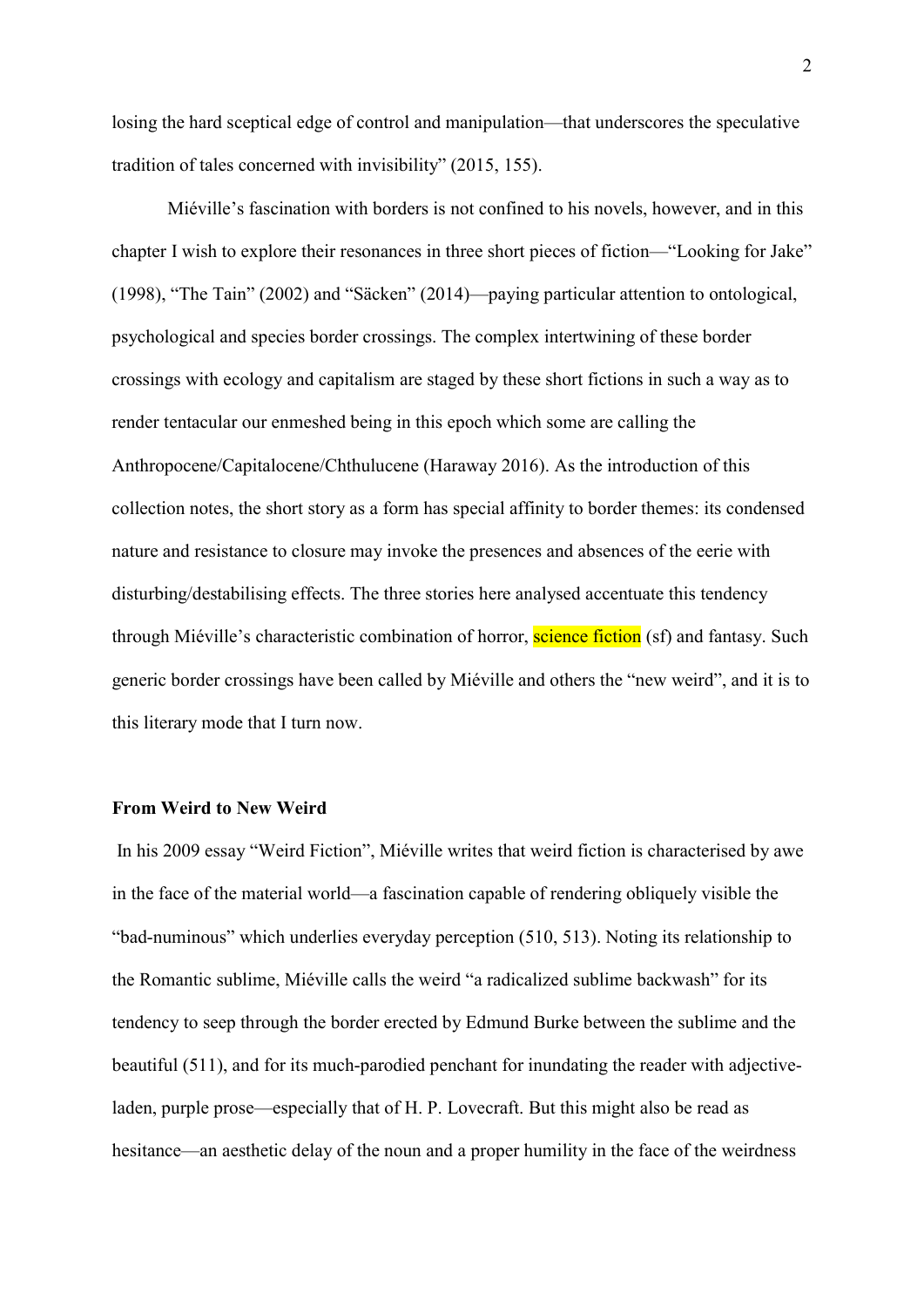losing the hard sceptical edge of control and manipulation—that underscores the speculative tradition of tales concerned with invisibility" (2015, 155).

Miéville's fascination with borders is not confined to his novels, however, and in this chapter I wish to explore their resonances in three short pieces of fiction—"Looking for Jake" (1998), "The Tain" (2002) and "Säcken" (2014)—paying particular attention to ontological, psychological and species border crossings. The complex intertwining of these border crossings with ecology and capitalism are staged by these short fictions in such a way as to render tentacular our enmeshed being in this epoch which some are calling the Anthropocene/Capitalocene/Chthulucene (Haraway 2016). As the introduction of this collection notes, the short story as a form has special affinity to border themes: its condensed nature and resistance to closure may invoke the presences and absences of the eerie with disturbing/destabilising effects. The three stories here analysed accentuate this tendency through Miéville's characteristic combination of horror, science fiction (sf) and fantasy. Such generic border crossings have been called by Miéville and others the "new weird", and it is to this literary mode that I turn now.

## From Weird to New Weird

In his 2009 essay "Weird Fiction", Miéville writes that weird fiction is characterised by awe in the face of the material world—a fascination capable of rendering obliquely visible the "bad-numinous" which underlies everyday perception (510, 513). Noting its relationship to the Romantic sublime, Miéville calls the weird "a radicalized sublime backwash" for its tendency to seep through the border erected by Edmund Burke between the sublime and the beautiful (511), and for its much-parodied penchant for inundating the reader with adjective-laden, purple prose—especially that of H. P. Lovecraft. But this might also be read as hesitance—an aesthetic delay of the noun and a proper humility in the face of the weirdness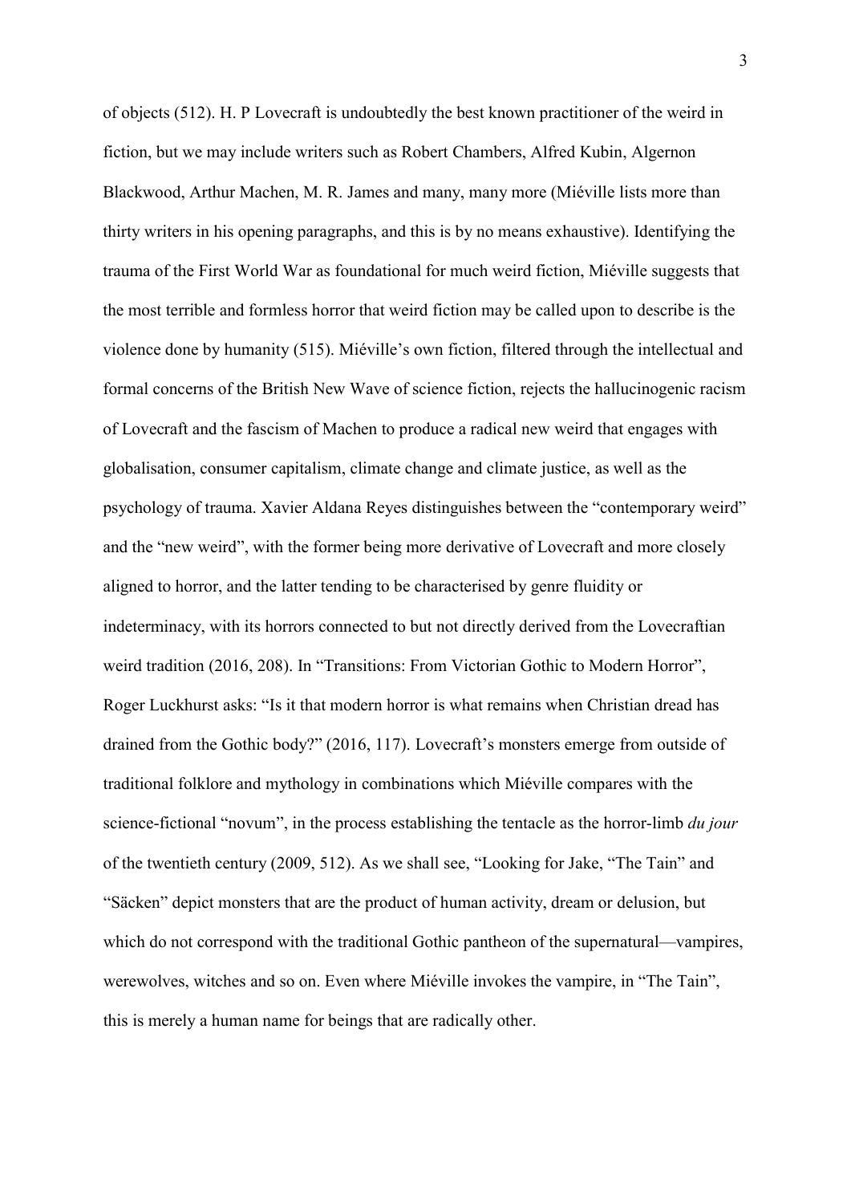of objects (512). H. P Lovecraft is undoubtedly the best known practitioner of the weird in fiction, but we may include writers such as Robert Chambers, Alfred Kubin, Algernon Blackwood, Arthur Machen, M. R. James and many, many more (Miéville lists more than thirty writers in his opening paragraphs, and this is by no means exhaustive). Identifying the trauma of the First World War as foundational for much weird fiction, Miéville suggests that the most terrible and formless horror that weird fiction may be called upon to describe is the violence done by humanity (515). Miéville's own fiction, filtered through the intellectual and formal concerns of the British New Wave of science fiction, rejects the hallucinogenic racism of Lovecraft and the fascism of Machen to produce a radical new weird that engages with globalisation, consumer capitalism, climate change and climate justice, as well as the psychology of trauma. Xavier Aldana Reyes distinguishes between the "contemporary weird" and the "new weird", with the former being more derivative of Lovecraft and more closely aligned to horror, and the latter tending to be characterised by genre fluidity or indeterminacy, with its horrors connected to but not directly derived from the Lovecraftian weird tradition (2016, 208). In "Transitions: From Victorian Gothic to Modern Horror", Roger Luckhurst asks: "Is it that modern horror is what remains when Christian dread has drained from the Gothic body?" (2016, 117). Lovecraft's monsters emerge from outside of traditional folklore and mythology in combinations which Miéville compares with the science-fictional "novum", in the process establishing the tentacle as the horror-limb *du jour* of the twentieth century (2009, 512). As we shall see, "Looking for Jake, "The Tain" and "Säcken" depict monsters that are the product of human activity, dream or delusion, but which do not correspond with the traditional Gothic pantheon of the supernatural—vampires, werewolves, witches and so on. Even where Miéville invokes the vampire, in "The Tain", this is merely a human name for beings that are radically other.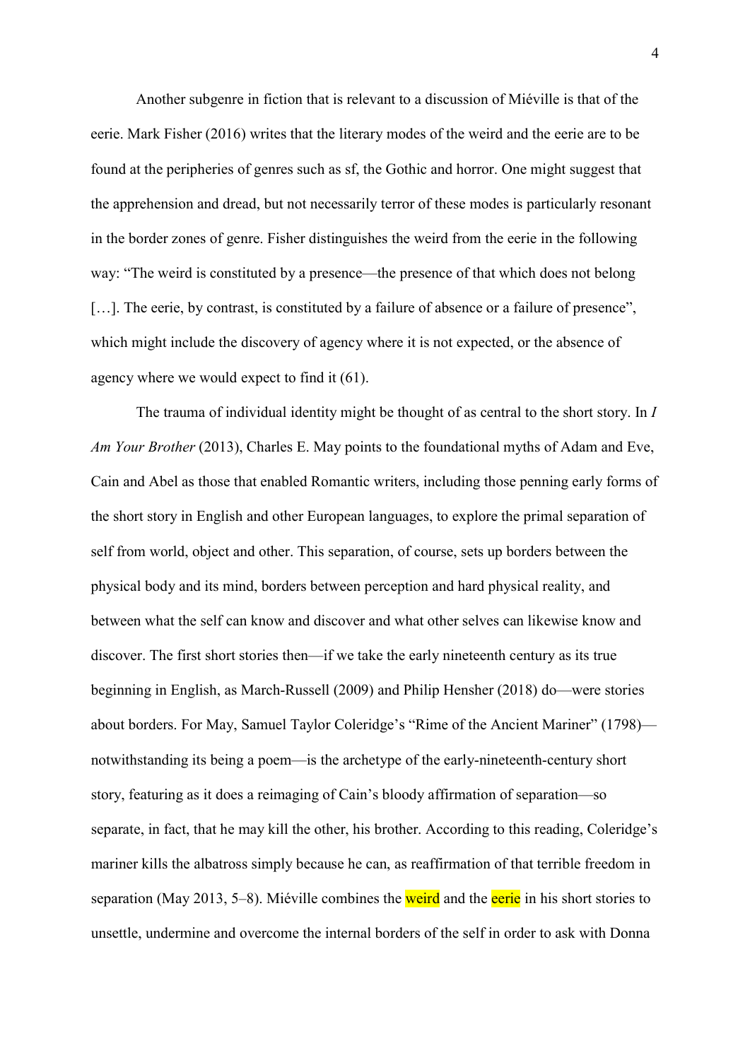Another subgenre in fiction that is relevant to a discussion of Miéville is that of the eerie. Mark Fisher (2016) writes that the literary modes of the weird and the eerie are to be found at the peripheries of genres such as sf, the Gothic and horror. One might suggest that the apprehension and dread, but not necessarily terror of these modes is particularly resonant in the border zones of genre. Fisher distinguishes the weird from the eerie in the following way: "The weird is constituted by a presence—the presence of that which does not belong […]. The eerie, by contrast, is constituted by a failure of absence or a failure of presence", which might include the discovery of agency where it is not expected, or the absence of agency where we would expect to find it (61).

The trauma of individual identity might be thought of as central to the short story. In *I Am Your Brother* (2013), Charles E. May points to the foundational myths of Adam and Eve, Cain and Abel as those that enabled Romantic writers, including those penning early forms of the short story in English and other European languages, to explore the primal separation of self from world, object and other. This separation, of course, sets up borders between the physical body and its mind, borders between perception and hard physical reality, and between what the self can know and discover and what other selves can likewise know and discover. The first short stories then—if we take the early nineteenth century as its true beginning in English, as March-Russell (2009) and Philip Hensher (2018) do—were stories about borders. For May, Samuel Taylor Coleridge's "Rime of the Ancient Mariner" (1798)—notwithstanding its being a poem—is the archetype of the early-nineteenth-century short story, featuring as it does a reimaging of Cain's bloody affirmation of separation—so separate, in fact, that he may kill the other, his brother. According to this reading, Coleridge's mariner kills the albatross simply because he can, as reaffirmation of that terrible freedom in separation (May 2013, 5–8). Miéville combines the weird and the eerie in his short stories to unsettle, undermine and overcome the internal borders of the self in order to ask with Donna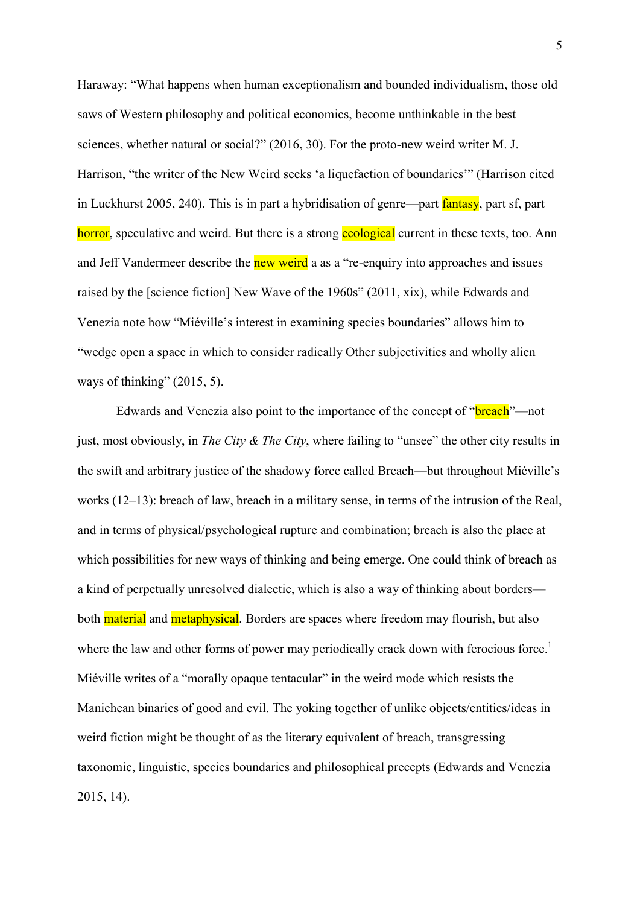Haraway: "What happens when human exceptionalism and bounded individualism, those old saws of Western philosophy and political economics, become unthinkable in the best sciences, whether natural or social?" (2016, 30). For the proto-new weird writer M. J. Harrison, "the writer of the New Weird seeks 'a liquefaction of boundaries'" (Harrison cited in Luckhurst 2005, 240). This is in part a hybridisation of genre—part fantasy, part sf, part horror, speculative and weird. But there is a strong ecological current in these texts, too. Ann and Jeff Vandermeer describe the new weird a as a "re-enquiry into approaches and issues raised by the [science fiction] New Wave of the 1960s" (2011, xix), while Edwards and Venezia note how "Miéville's interest in examining species boundaries" allows him to "wedge open a space in which to consider radically Other subjectivities and wholly alien ways of thinking" (2015, 5).

Edwards and Venezia also point to the importance of the concept of "breach"—not just, most obviously, in *The City & The City*, where failing to "unsee" the other city results in the swift and arbitrary justice of the shadowy force called Breach—but throughout Miéville's works (12–13): breach of law, breach in a military sense, in terms of the intrusion of the Real, and in terms of physical/psychological rupture and combination; breach is also the place at which possibilities for new ways of thinking and being emerge. One could think of breach as a kind of perpetually unresolved dialectic, which is also a way of thinking about borders—both material and metaphysical. Borders are spaces where freedom may flourish, but also where the law and other forms of power may periodically crack down with ferocious force.[1] Miéville writes of a "morally opaque tentacular" in the weird mode which resists the Manichean binaries of good and evil. The yoking together of unlike objects/entities/ideas in weird fiction might be thought of as the literary equivalent of breach, transgressing taxonomic, linguistic, species boundaries and philosophical precepts (Edwards and Venezia 2015, 14).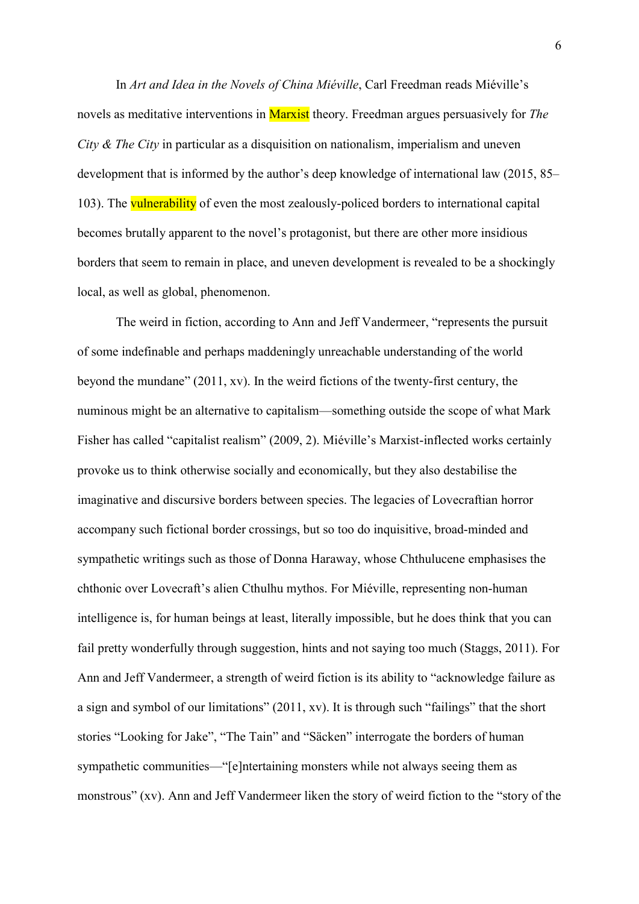In *Art and Idea in the Novels of China Miéville*, Carl Freedman reads Miéville's novels as meditative interventions in Marxist theory. Freedman argues persuasively for *The City & The City* in particular as a disquisition on nationalism, imperialism and uneven development that is informed by the author's deep knowledge of international law (2015, 85–103). The vulnerability of even the most zealously-policed borders to international capital becomes brutally apparent to the novel's protagonist, but there are other more insidious borders that seem to remain in place, and uneven development is revealed to be a shockingly local, as well as global, phenomenon.

The weird in fiction, according to Ann and Jeff Vandermeer, "represents the pursuit of some indefinable and perhaps maddeningly unreachable understanding of the world beyond the mundane" (2011, xv). In the weird fictions of the twenty-first century, the numinous might be an alternative to capitalism—something outside the scope of what Mark Fisher has called "capitalist realism" (2009, 2). Miéville's Marxist-inflected works certainly provoke us to think otherwise socially and economically, but they also destabilise the imaginative and discursive borders between species. The legacies of Lovecraftian horror accompany such fictional border crossings, but so too do inquisitive, broad-minded and sympathetic writings such as those of Donna Haraway, whose Chthulucene emphasises the chthonic over Lovecraft's alien Cthulhu mythos. For Miéville, representing non-human intelligence is, for human beings at least, literally impossible, but he does think that you can fail pretty wonderfully through suggestion, hints and not saying too much (Staggs, 2011). For Ann and Jeff Vandermeer, a strength of weird fiction is its ability to "acknowledge failure as a sign and symbol of our limitations" (2011, xv). It is through such "failings" that the short stories "Looking for Jake", "The Tain" and "Säcken" interrogate the borders of human sympathetic communities—"[e]ntertaining monsters while not always seeing them as monstrous" (xv). Ann and Jeff Vandermeer liken the story of weird fiction to the "story of the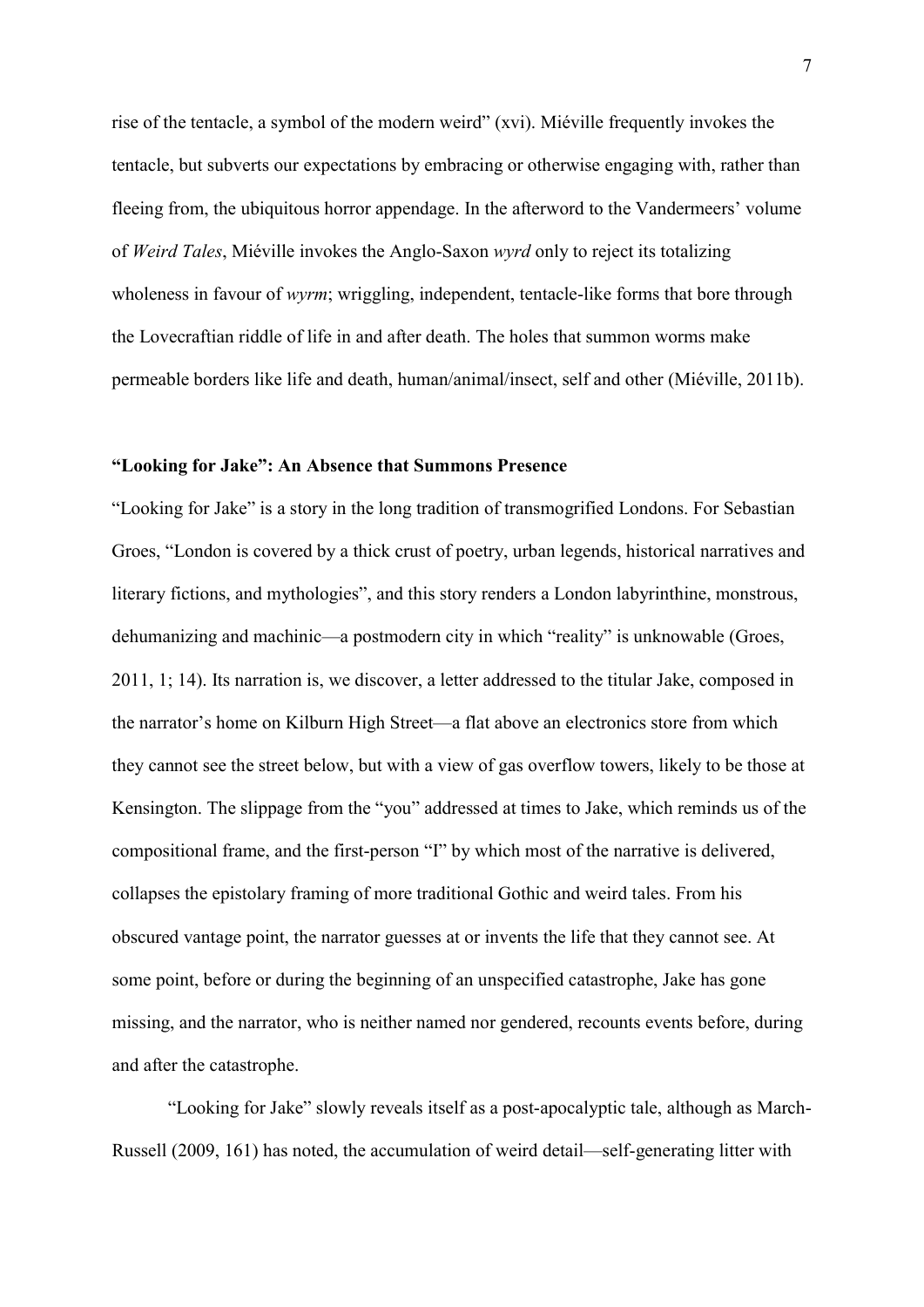rise of the tentacle, a symbol of the modern weird" (xvi). Miéville frequently invokes the tentacle, but subverts our expectations by embracing or otherwise engaging with, rather than fleeing from, the ubiquitous horror appendage. In the afterword to the Vandermeers' volume of *Weird Tales*, Miéville invokes the Anglo-Saxon *wyrd* only to reject its totalizing wholeness in favour of *wyrm*; wriggling, independent, tentacle-like forms that bore through the Lovecraftian riddle of life in and after death. The holes that summon worms make permeable borders like life and death, human/animal/insect, self and other (Miéville, 2011b).

## "Looking for Jake": An Absence that Summons Presence

"Looking for Jake" is a story in the long tradition of transmogrified Londons. For Sebastian Groes, "London is covered by a thick crust of poetry, urban legends, historical narratives and literary fictions, and mythologies", and this story renders a London labyrinthine, monstrous, dehumanizing and machinic—a postmodern city in which "reality" is unknowable (Groes, 2011, 1; 14). Its narration is, we discover, a letter addressed to the titular Jake, composed in the narrator's home on Kilburn High Street—a flat above an electronics store from which they cannot see the street below, but with a view of gas overflow towers, likely to be those at Kensington. The slippage from the "you" addressed at times to Jake, which reminds us of the compositional frame, and the first-person "I" by which most of the narrative is delivered, collapses the epistolary framing of more traditional Gothic and weird tales. From his obscured vantage point, the narrator guesses at or invents the life that they cannot see. At some point, before or during the beginning of an unspecified catastrophe, Jake has gone missing, and the narrator, who is neither named nor gendered, recounts events before, during and after the catastrophe.

"Looking for Jake" slowly reveals itself as a post-apocalyptic tale, although as March-Russell (2009, 161) has noted, the accumulation of weird detail—self-generating litter with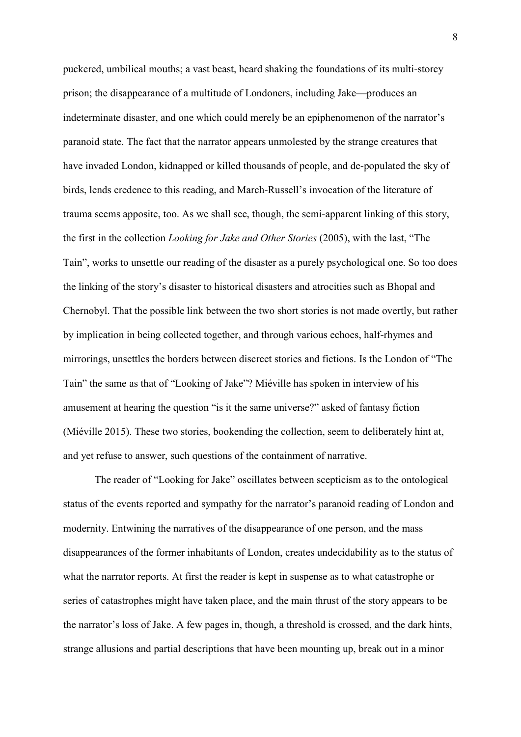puckered, umbilical mouths; a vast beast, heard shaking the foundations of its multi-storey prison; the disappearance of a multitude of Londoners, including Jake—produces an indeterminate disaster, and one which could merely be an epiphenomenon of the narrator's paranoid state. The fact that the narrator appears unmolested by the strange creatures that have invaded London, kidnapped or killed thousands of people, and de-populated the sky of birds, lends credence to this reading, and March-Russell's invocation of the literature of trauma seems apposite, too. As we shall see, though, the semi-apparent linking of this story, the first in the collection *Looking for Jake and Other Stories* (2005), with the last, "The Tain", works to unsettle our reading of the disaster as a purely psychological one. So too does the linking of the story's disaster to historical disasters and atrocities such as Bhopal and Chernobyl. That the possible link between the two short stories is not made overtly, but rather by implication in being collected together, and through various echoes, half-rhymes and mirrorings, unsettles the borders between discreet stories and fictions. Is the London of "The Tain" the same as that of "Looking of Jake"? Miéville has spoken in interview of his amusement at hearing the question "is it the same universe?" asked of fantasy fiction (Miéville 2015). These two stories, bookending the collection, seem to deliberately hint at, and yet refuse to answer, such questions of the containment of narrative.

The reader of "Looking for Jake" oscillates between scepticism as to the ontological status of the events reported and sympathy for the narrator's paranoid reading of London and modernity. Entwining the narratives of the disappearance of one person, and the mass disappearances of the former inhabitants of London, creates undecidability as to the status of what the narrator reports. At first the reader is kept in suspense as to what catastrophe or series of catastrophes might have taken place, and the main thrust of the story appears to be the narrator's loss of Jake. A few pages in, though, a threshold is crossed, and the dark hints, strange allusions and partial descriptions that have been mounting up, break out in a minor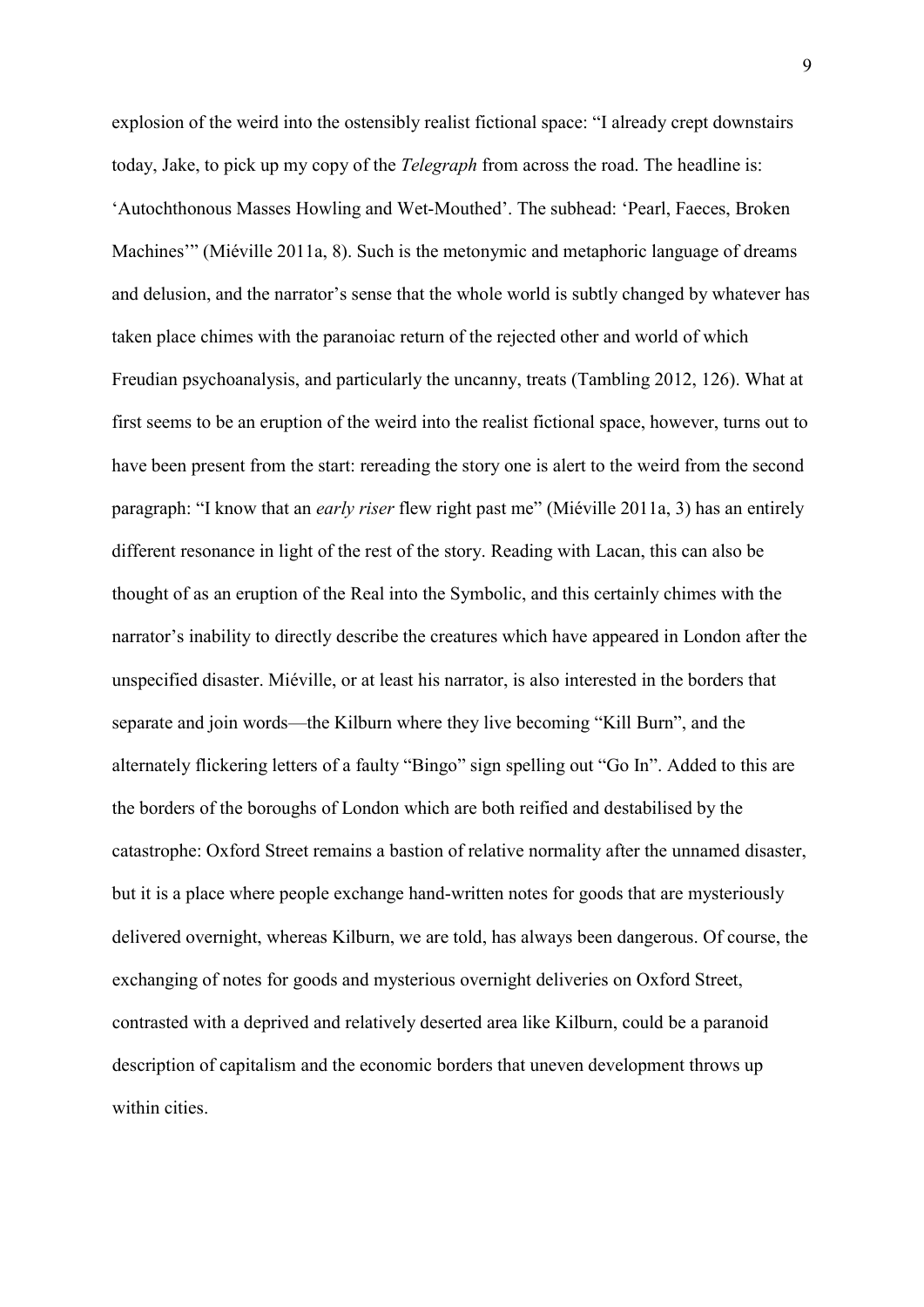explosion of the weird into the ostensibly realist fictional space: "I already crept downstairs today, Jake, to pick up my copy of the *Telegraph* from across the road. The headline is: 'Autochthonous Masses Howling and Wet-Mouthed'. The subhead: 'Pearl, Faeces, Broken Machines'" (Miéville 2011a, 8). Such is the metonymic and metaphoric language of dreams and delusion, and the narrator's sense that the whole world is subtly changed by whatever has taken place chimes with the paranoiac return of the rejected other and world of which Freudian psychoanalysis, and particularly the uncanny, treats (Tambling 2012, 126). What at first seems to be an eruption of the weird into the realist fictional space, however, turns out to have been present from the start: rereading the story one is alert to the weird from the second paragraph: "I know that an *early riser* flew right past me" (Miéville 2011a, 3) has an entirely different resonance in light of the rest of the story. Reading with Lacan, this can also be thought of as an eruption of the Real into the Symbolic, and this certainly chimes with the narrator's inability to directly describe the creatures which have appeared in London after the unspecified disaster. Miéville, or at least his narrator, is also interested in the borders that separate and join words—the Kilburn where they live becoming "Kill Burn", and the alternately flickering letters of a faulty "Bingo" sign spelling out "Go In". Added to this are the borders of the boroughs of London which are both reified and destabilised by the catastrophe: Oxford Street remains a bastion of relative normality after the unnamed disaster, but it is a place where people exchange hand-written notes for goods that are mysteriously delivered overnight, whereas Kilburn, we are told, has always been dangerous. Of course, the exchanging of notes for goods and mysterious overnight deliveries on Oxford Street, contrasted with a deprived and relatively deserted area like Kilburn, could be a paranoid description of capitalism and the economic borders that uneven development throws up within cities.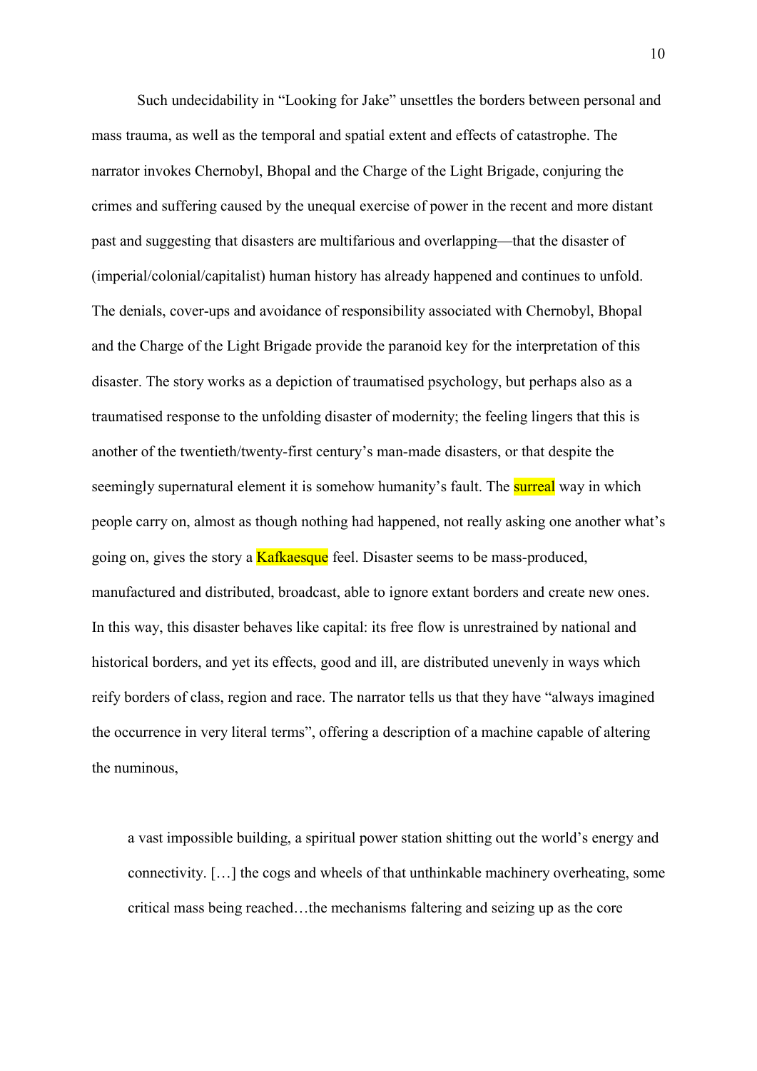Such undecidability in "Looking for Jake" unsettles the borders between personal and mass trauma, as well as the temporal and spatial extent and effects of catastrophe. The narrator invokes Chernobyl, Bhopal and the Charge of the Light Brigade, conjuring the crimes and suffering caused by the unequal exercise of power in the recent and more distant past and suggesting that disasters are multifarious and overlapping—that the disaster of (imperial/colonial/capitalist) human history has already happened and continues to unfold. The denials, cover-ups and avoidance of responsibility associated with Chernobyl, Bhopal and the Charge of the Light Brigade provide the paranoid key for the interpretation of this disaster. The story works as a depiction of traumatised psychology, but perhaps also as a traumatised response to the unfolding disaster of modernity; the feeling lingers that this is another of the twentieth/twenty-first century's man-made disasters, or that despite the seemingly supernatural element it is somehow humanity's fault. The surreal way in which people carry on, almost as though nothing had happened, not really asking one another what's going on, gives the story a Kafkaesque feel. Disaster seems to be mass-produced, manufactured and distributed, broadcast, able to ignore extant borders and create new ones. In this way, this disaster behaves like capital: its free flow is unrestrained by national and historical borders, and yet its effects, good and ill, are distributed unevenly in ways which reify borders of class, region and race. The narrator tells us that they have "always imagined the occurrence in very literal terms", offering a description of a machine capable of altering the numinous,

> a vast impossible building, a spiritual power station shitting out the world's energy and connectivity. […] the cogs and wheels of that unthinkable machinery overheating, some critical mass being reached…the mechanisms faltering and seizing up as the core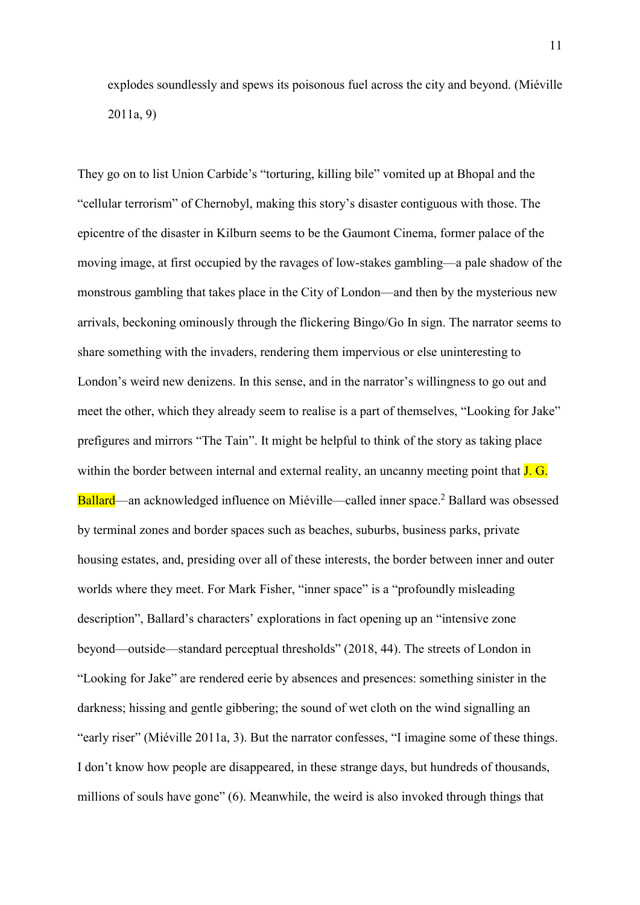explodes soundlessly and spews its poisonous fuel across the city and beyond. (Miéville 2011a, 9)

They go on to list Union Carbide's "torturing, killing bile" vomited up at Bhopal and the "cellular terrorism" of Chernobyl, making this story's disaster contiguous with those. The epicentre of the disaster in Kilburn seems to be the Gaumont Cinema, former palace of the moving image, at first occupied by the ravages of low-stakes gambling—a pale shadow of the monstrous gambling that takes place in the City of London—and then by the mysterious new arrivals, beckoning ominously through the flickering Bingo/Go In sign. The narrator seems to share something with the invaders, rendering them impervious or else uninteresting to London's weird new denizens. In this sense, and in the narrator's willingness to go out and meet the other, which they already seem to realise is a part of themselves, "Looking for Jake" prefigures and mirrors "The Tain". It might be helpful to think of the story as taking place within the border between internal and external reality, an uncanny meeting point that J. G. Ballard—an acknowledged influence on Miéville—called inner space.[2] Ballard was obsessed by terminal zones and border spaces such as beaches, suburbs, business parks, private housing estates, and, presiding over all of these interests, the border between inner and outer worlds where they meet. For Mark Fisher, "inner space" is a "profoundly misleading description", Ballard's characters' explorations in fact opening up an "intensive zone beyond—outside—standard perceptual thresholds" (2018, 44). The streets of London in "Looking for Jake" are rendered eerie by absences and presences: something sinister in the darkness; hissing and gentle gibbering; the sound of wet cloth on the wind signalling an "early riser" (Miéville 2011a, 3). But the narrator confesses, "I imagine some of these things. I don't know how people are disappeared, in these strange days, but hundreds of thousands, millions of souls have gone" (6). Meanwhile, the weird is also invoked through things that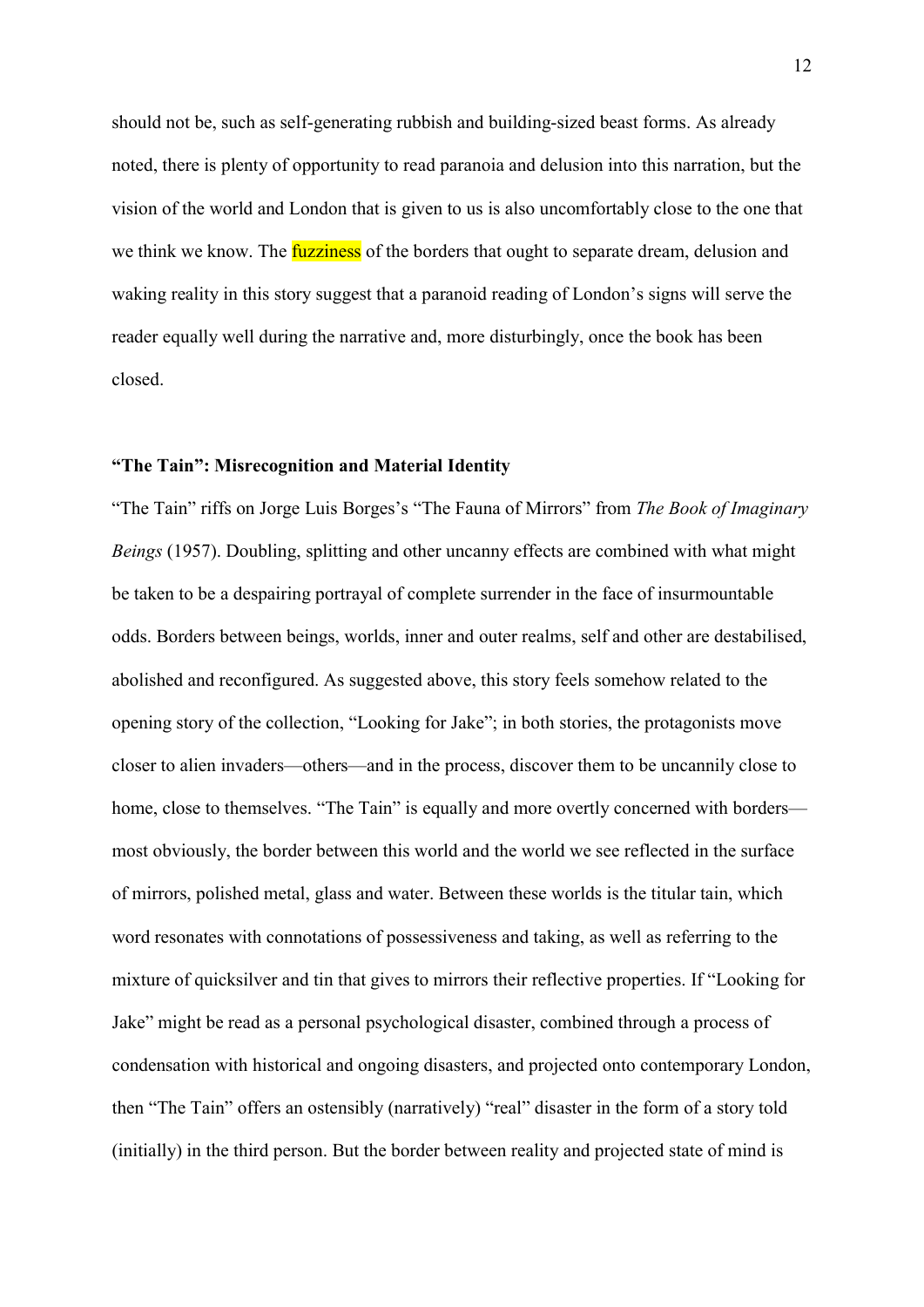should not be, such as self-generating rubbish and building-sized beast forms. As already noted, there is plenty of opportunity to read paranoia and delusion into this narration, but the vision of the world and London that is given to us is also uncomfortably close to the one that we think we know. The fuzziness of the borders that ought to separate dream, delusion and waking reality in this story suggest that a paranoid reading of London's signs will serve the reader equally well during the narrative and, more disturbingly, once the book has been closed.

### "The Tain": Misrecognition and Material Identity

"The Tain" riffs on Jorge Luis Borges's "The Fauna of Mirrors" from *The Book of Imaginary Beings* (1957). Doubling, splitting and other uncanny effects are combined with what might be taken to be a despairing portrayal of complete surrender in the face of insurmountable odds. Borders between beings, worlds, inner and outer realms, self and other are destabilised, abolished and reconfigured. As suggested above, this story feels somehow related to the opening story of the collection, "Looking for Jake"; in both stories, the protagonists move closer to alien invaders—others—and in the process, discover them to be uncannily close to home, close to themselves. "The Tain" is equally and more overtly concerned with borders—most obviously, the border between this world and the world we see reflected in the surface of mirrors, polished metal, glass and water. Between these worlds is the titular tain, which word resonates with connotations of possessiveness and taking, as well as referring to the mixture of quicksilver and tin that gives to mirrors their reflective properties. If "Looking for Jake" might be read as a personal psychological disaster, combined through a process of condensation with historical and ongoing disasters, and projected onto contemporary London, then "The Tain" offers an ostensibly (narratively) "real" disaster in the form of a story told (initially) in the third person. But the border between reality and projected state of mind is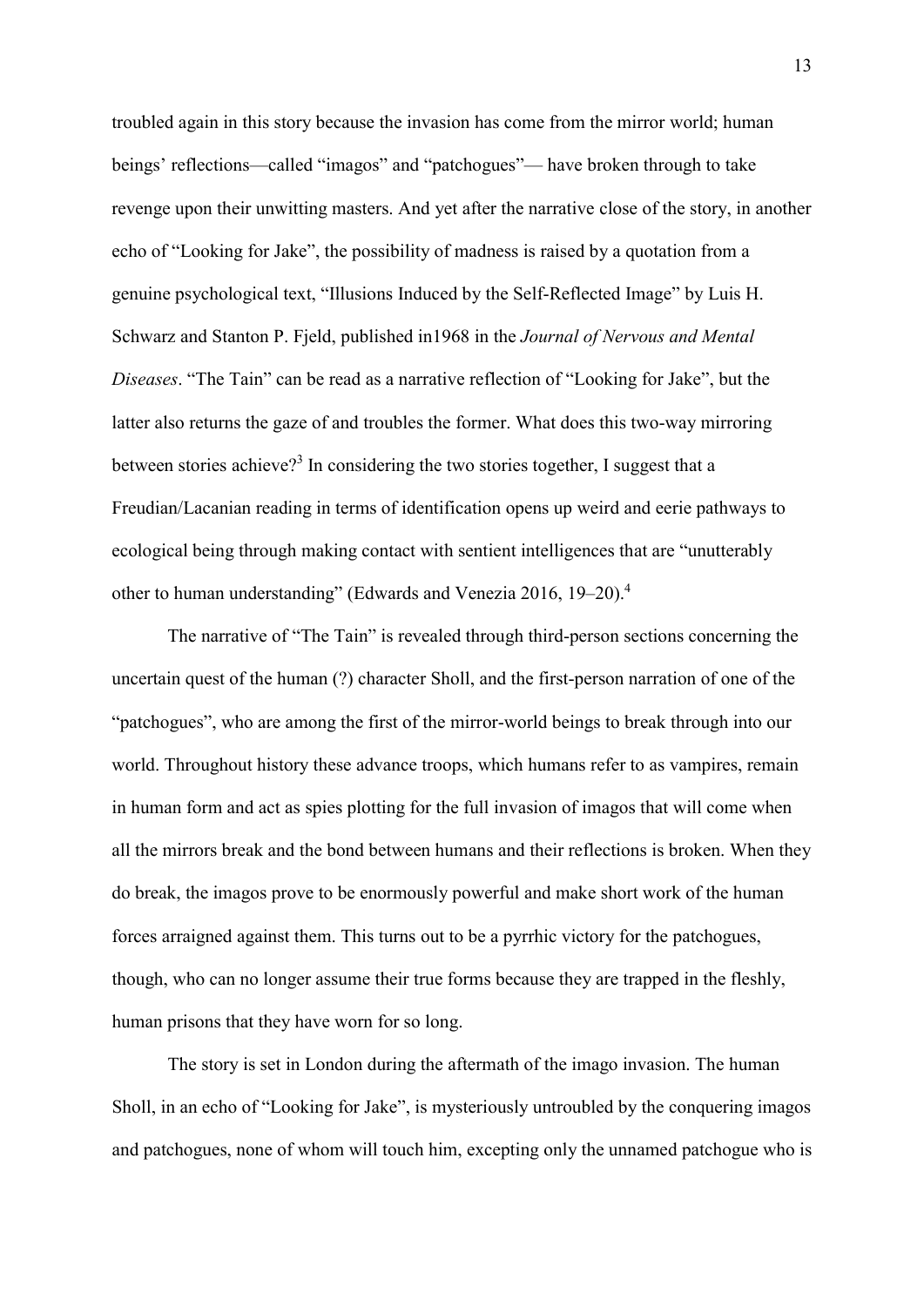troubled again in this story because the invasion has come from the mirror world; human beings' reflections—called "imagos" and "patchogues"— have broken through to take revenge upon their unwitting masters. And yet after the narrative close of the story, in another echo of "Looking for Jake", the possibility of madness is raised by a quotation from a genuine psychological text, "Illusions Induced by the Self-Reflected Image" by Luis H. Schwarz and Stanton P. Fjeld, published in1968 in the *Journal of Nervous and Mental Diseases*. "The Tain" can be read as a narrative reflection of "Looking for Jake", but the latter also returns the gaze of and troubles the former. What does this two-way mirroring between stories achieve?[3] In considering the two stories together, I suggest that a Freudian/Lacanian reading in terms of identification opens up weird and eerie pathways to ecological being through making contact with sentient intelligences that are "unutterably other to human understanding" (Edwards and Venezia 2016, 19–20).[4]

The narrative of "The Tain" is revealed through third-person sections concerning the uncertain quest of the human (?) character Sholl, and the first-person narration of one of the "patchogues", who are among the first of the mirror-world beings to break through into our world. Throughout history these advance troops, which humans refer to as vampires, remain in human form and act as spies plotting for the full invasion of imagos that will come when all the mirrors break and the bond between humans and their reflections is broken. When they do break, the imagos prove to be enormously powerful and make short work of the human forces arraigned against them. This turns out to be a pyrrhic victory for the patchogues, though, who can no longer assume their true forms because they are trapped in the fleshly, human prisons that they have worn for so long.

The story is set in London during the aftermath of the imago invasion. The human Sholl, in an echo of "Looking for Jake", is mysteriously untroubled by the conquering imagos and patchogues, none of whom will touch him, excepting only the unnamed patchogue who is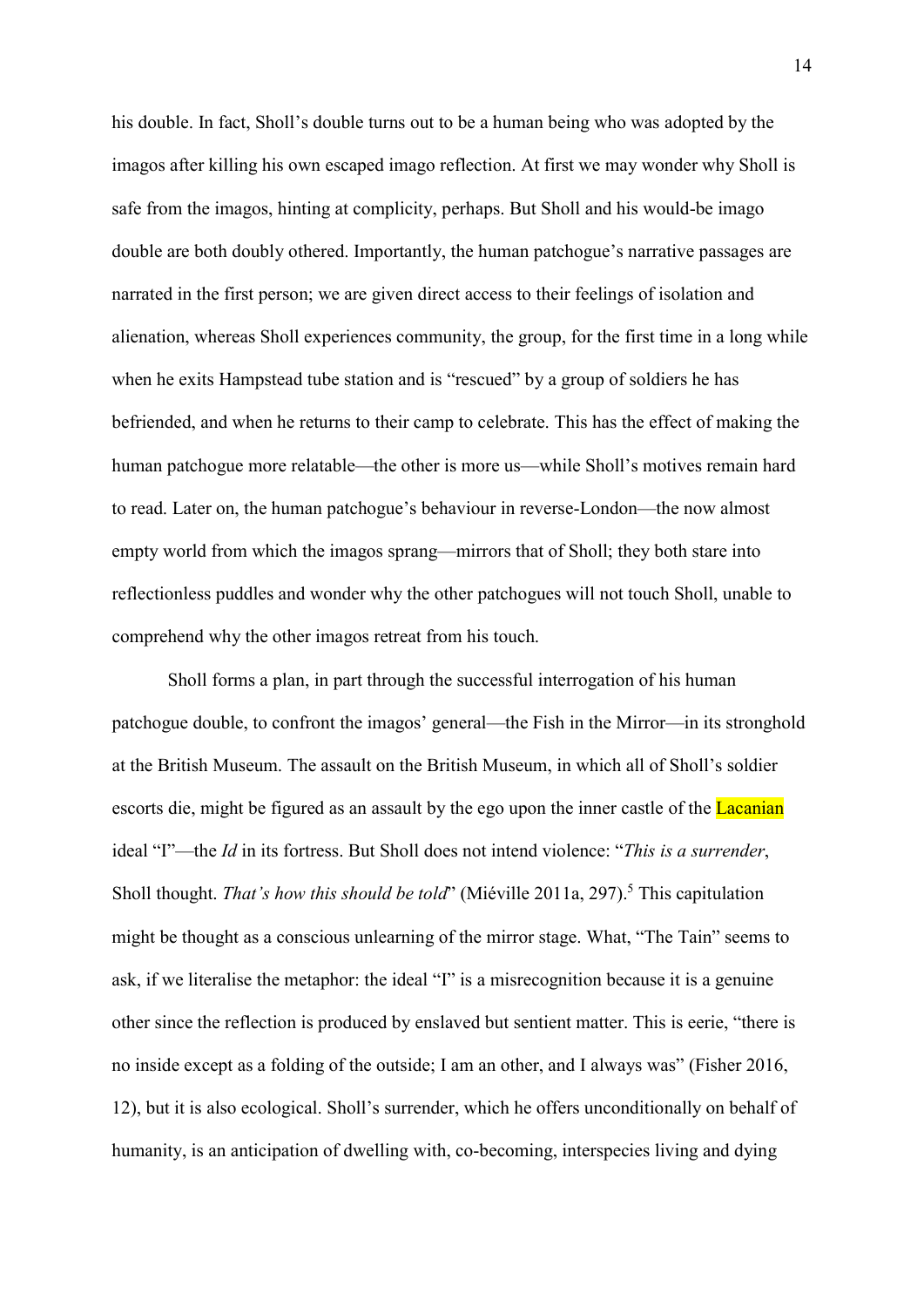his double. In fact, Sholl's double turns out to be a human being who was adopted by the imagos after killing his own escaped imago reflection. At first we may wonder why Sholl is safe from the imagos, hinting at complicity, perhaps. But Sholl and his would-be imago double are both doubly othered. Importantly, the human patchogue's narrative passages are narrated in the first person; we are given direct access to their feelings of isolation and alienation, whereas Sholl experiences community, the group, for the first time in a long while when he exits Hampstead tube station and is "rescued" by a group of soldiers he has befriended, and when he returns to their camp to celebrate. This has the effect of making the human patchogue more relatable—the other is more us—while Sholl's motives remain hard to read. Later on, the human patchogue's behaviour in reverse-London—the now almost empty world from which the imagos sprang—mirrors that of Sholl; they both stare into reflectionless puddles and wonder why the other patchogues will not touch Sholl, unable to comprehend why the other imagos retreat from his touch.

Sholl forms a plan, in part through the successful interrogation of his human patchogue double, to confront the imagos' general—the Fish in the Mirror—in its stronghold at the British Museum. The assault on the British Museum, in which all of Sholl's soldier escorts die, might be figured as an assault by the ego upon the inner castle of the Lacanian ideal "I"—the *Id* in its fortress. But Sholl does not intend violence: "*This is a surrender*, Sholl thought. *That's how this should be told*" (Miéville 2011a, 297).[5] This capitulation might be thought as a conscious unlearning of the mirror stage. What, "The Tain" seems to ask, if we literalise the metaphor: the ideal "I" is a misrecognition because it is a genuine other since the reflection is produced by enslaved but sentient matter. This is eerie, "there is no inside except as a folding of the outside; I am an other, and I always was" (Fisher 2016, 12), but it is also ecological. Sholl's surrender, which he offers unconditionally on behalf of humanity, is an anticipation of dwelling with, co-becoming, interspecies living and dying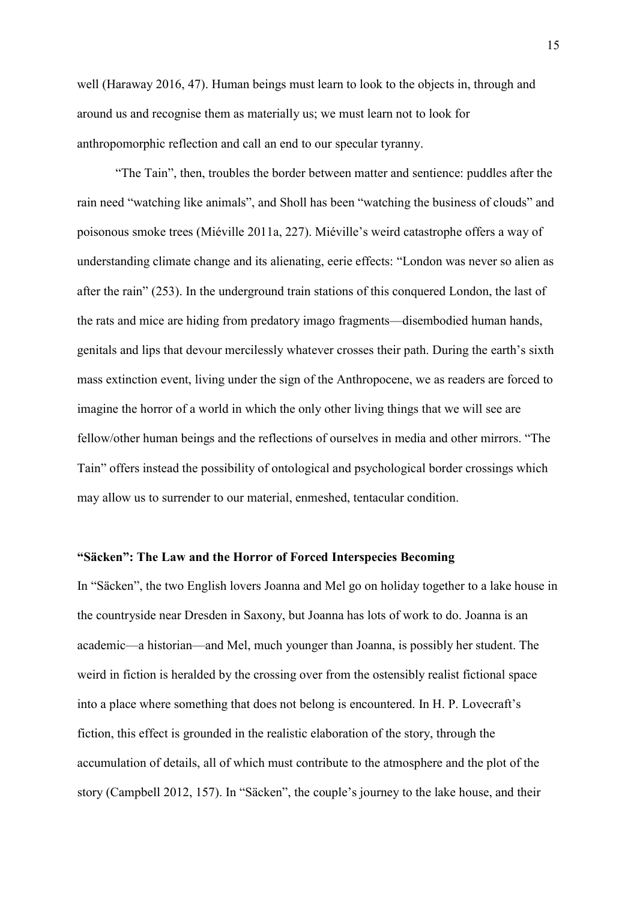well (Haraway 2016, 47). Human beings must learn to look to the objects in, through and around us and recognise them as materially us; we must learn not to look for anthropomorphic reflection and call an end to our specular tyranny.

"The Tain", then, troubles the border between matter and sentience: puddles after the rain need "watching like animals", and Sholl has been "watching the business of clouds" and poisonous smoke trees (Miéville 2011a, 227). Miéville's weird catastrophe offers a way of understanding climate change and its alienating, eerie effects: "London was never so alien as after the rain" (253). In the underground train stations of this conquered London, the last of the rats and mice are hiding from predatory imago fragments—disembodied human hands, genitals and lips that devour mercilessly whatever crosses their path. During the earth's sixth mass extinction event, living under the sign of the Anthropocene, we as readers are forced to imagine the horror of a world in which the only other living things that we will see are fellow/other human beings and the reflections of ourselves in media and other mirrors. "The Tain" offers instead the possibility of ontological and psychological border crossings which may allow us to surrender to our material, enmeshed, tentacular condition.

### "Säcken": The Law and the Horror of Forced Interspecies Becoming

In "Säcken", the two English lovers Joanna and Mel go on holiday together to a lake house in the countryside near Dresden in Saxony, but Joanna has lots of work to do. Joanna is an academic—a historian—and Mel, much younger than Joanna, is possibly her student. The weird in fiction is heralded by the crossing over from the ostensibly realist fictional space into a place where something that does not belong is encountered. In H. P. Lovecraft's fiction, this effect is grounded in the realistic elaboration of the story, through the accumulation of details, all of which must contribute to the atmosphere and the plot of the story (Campbell 2012, 157). In "Säcken", the couple's journey to the lake house, and their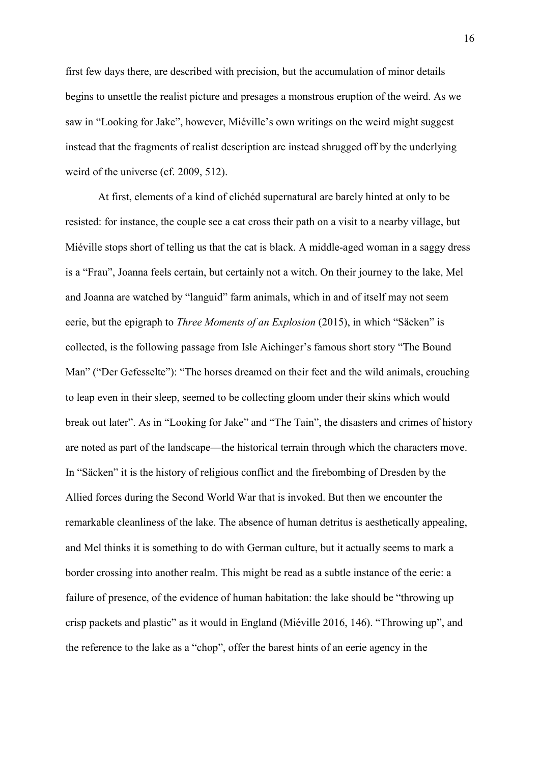first few days there, are described with precision, but the accumulation of minor details begins to unsettle the realist picture and presages a monstrous eruption of the weird. As we saw in "Looking for Jake", however, Miéville's own writings on the weird might suggest instead that the fragments of realist description are instead shrugged off by the underlying weird of the universe (cf. 2009, 512).

At first, elements of a kind of clichéd supernatural are barely hinted at only to be resisted: for instance, the couple see a cat cross their path on a visit to a nearby village, but Miéville stops short of telling us that the cat is black. A middle-aged woman in a saggy dress is a "Frau", Joanna feels certain, but certainly not a witch. On their journey to the lake, Mel and Joanna are watched by "languid" farm animals, which in and of itself may not seem eerie, but the epigraph to *Three Moments of an Explosion* (2015), in which "Säcken" is collected, is the following passage from Isle Aichinger's famous short story "The Bound Man" ("Der Gefesselte"): "The horses dreamed on their feet and the wild animals, crouching to leap even in their sleep, seemed to be collecting gloom under their skins which would break out later". As in "Looking for Jake" and "The Tain", the disasters and crimes of history are noted as part of the landscape—the historical terrain through which the characters move. In "Säcken" it is the history of religious conflict and the firebombing of Dresden by the Allied forces during the Second World War that is invoked. But then we encounter the remarkable cleanliness of the lake. The absence of human detritus is aesthetically appealing, and Mel thinks it is something to do with German culture, but it actually seems to mark a border crossing into another realm. This might be read as a subtle instance of the eerie: a failure of presence, of the evidence of human habitation: the lake should be "throwing up crisp packets and plastic" as it would in England (Miéville 2016, 146). "Throwing up", and the reference to the lake as a "chop", offer the barest hints of an eerie agency in the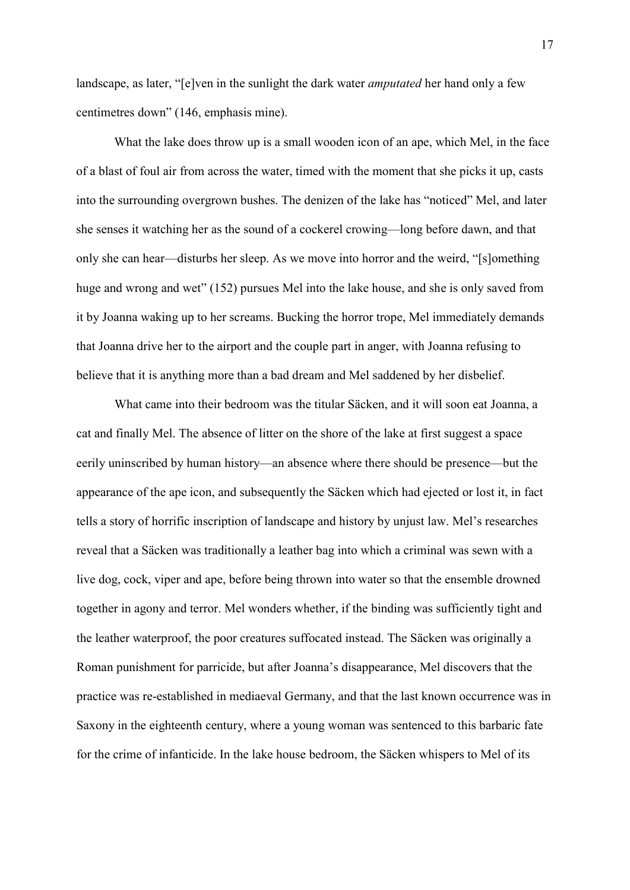landscape, as later, "[e]ven in the sunlight the dark water *amputated* her hand only a few centimetres down" (146, emphasis mine).

What the lake does throw up is a small wooden icon of an ape, which Mel, in the face of a blast of foul air from across the water, timed with the moment that she picks it up, casts into the surrounding overgrown bushes. The denizen of the lake has "noticed" Mel, and later she senses it watching her as the sound of a cockerel crowing—long before dawn, and that only she can hear—disturbs her sleep. As we move into horror and the weird, "[s]omething huge and wrong and wet" (152) pursues Mel into the lake house, and she is only saved from it by Joanna waking up to her screams. Bucking the horror trope, Mel immediately demands that Joanna drive her to the airport and the couple part in anger, with Joanna refusing to believe that it is anything more than a bad dream and Mel saddened by her disbelief.

What came into their bedroom was the titular Säcken, and it will soon eat Joanna, a cat and finally Mel. The absence of litter on the shore of the lake at first suggest a space eerily uninscribed by human history—an absence where there should be presence—but the appearance of the ape icon, and subsequently the Säcken which had ejected or lost it, in fact tells a story of horrific inscription of landscape and history by unjust law. Mel's researches reveal that a Säcken was traditionally a leather bag into which a criminal was sewn with a live dog, cock, viper and ape, before being thrown into water so that the ensemble drowned together in agony and terror. Mel wonders whether, if the binding was sufficiently tight and the leather waterproof, the poor creatures suffocated instead. The Säcken was originally a Roman punishment for parricide, but after Joanna's disappearance, Mel discovers that the practice was re-established in mediaeval Germany, and that the last known occurrence was in Saxony in the eighteenth century, where a young woman was sentenced to this barbaric fate for the crime of infanticide. In the lake house bedroom, the Säcken whispers to Mel of its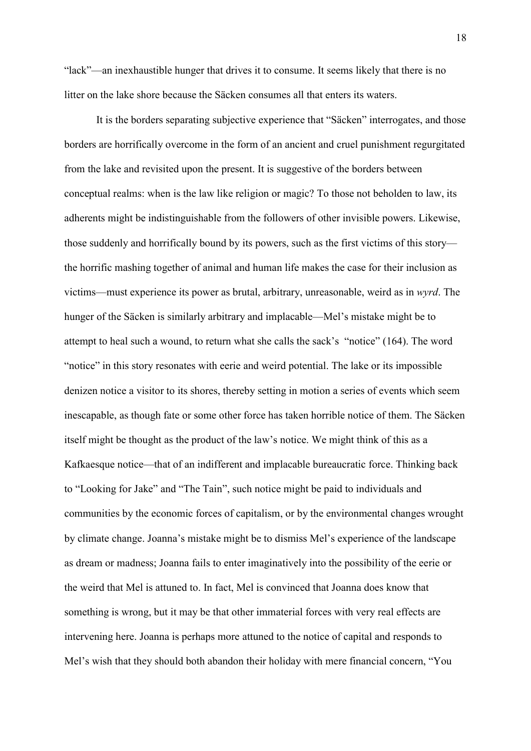"lack"—an inexhaustible hunger that drives it to consume. It seems likely that there is no litter on the lake shore because the Säcken consumes all that enters its waters.

It is the borders separating subjective experience that "Säcken" interrogates, and those borders are horrifically overcome in the form of an ancient and cruel punishment regurgitated from the lake and revisited upon the present. It is suggestive of the borders between conceptual realms: when is the law like religion or magic? To those not beholden to law, its adherents might be indistinguishable from the followers of other invisible powers. Likewise, those suddenly and horrifically bound by its powers, such as the first victims of this story—the horrific mashing together of animal and human life makes the case for their inclusion as victims—must experience its power as brutal, arbitrary, unreasonable, weird as in *wyrd*. The hunger of the Säcken is similarly arbitrary and implacable—Mel's mistake might be to attempt to heal such a wound, to return what she calls the sack's "notice" (164). The word "notice" in this story resonates with eerie and weird potential. The lake or its impossible denizen notice a visitor to its shores, thereby setting in motion a series of events which seem inescapable, as though fate or some other force has taken horrible notice of them. The Säcken itself might be thought as the product of the law's notice. We might think of this as a Kafkaesque notice—that of an indifferent and implacable bureaucratic force. Thinking back to "Looking for Jake" and "The Tain", such notice might be paid to individuals and communities by the economic forces of capitalism, or by the environmental changes wrought by climate change. Joanna's mistake might be to dismiss Mel's experience of the landscape as dream or madness; Joanna fails to enter imaginatively into the possibility of the eerie or the weird that Mel is attuned to. In fact, Mel is convinced that Joanna does know that something is wrong, but it may be that other immaterial forces with very real effects are intervening here. Joanna is perhaps more attuned to the notice of capital and responds to Mel's wish that they should both abandon their holiday with mere financial concern, "You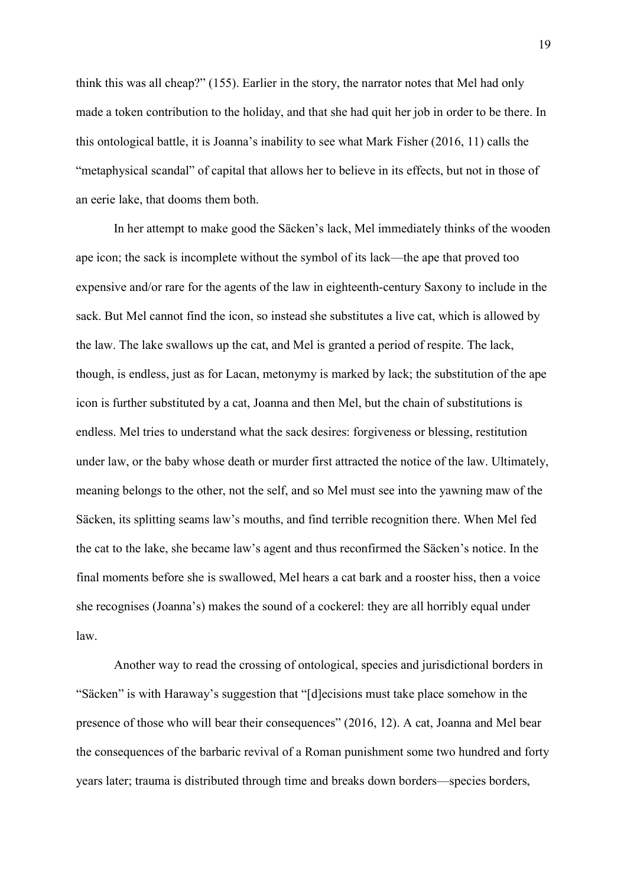think this was all cheap?" (155). Earlier in the story, the narrator notes that Mel had only made a token contribution to the holiday, and that she had quit her job in order to be there. In this ontological battle, it is Joanna's inability to see what Mark Fisher (2016, 11) calls the "metaphysical scandal" of capital that allows her to believe in its effects, but not in those of an eerie lake, that dooms them both.

In her attempt to make good the Säcken's lack, Mel immediately thinks of the wooden ape icon; the sack is incomplete without the symbol of its lack—the ape that proved too expensive and/or rare for the agents of the law in eighteenth-century Saxony to include in the sack. But Mel cannot find the icon, so instead she substitutes a live cat, which is allowed by the law. The lake swallows up the cat, and Mel is granted a period of respite. The lack, though, is endless, just as for Lacan, metonymy is marked by lack; the substitution of the ape icon is further substituted by a cat, Joanna and then Mel, but the chain of substitutions is endless. Mel tries to understand what the sack desires: forgiveness or blessing, restitution under law, or the baby whose death or murder first attracted the notice of the law. Ultimately, meaning belongs to the other, not the self, and so Mel must see into the yawning maw of the Säcken, its splitting seams law's mouths, and find terrible recognition there. When Mel fed the cat to the lake, she became law's agent and thus reconfirmed the Säcken's notice. In the final moments before she is swallowed, Mel hears a cat bark and a rooster hiss, then a voice she recognises (Joanna's) makes the sound of a cockerel: they are all horribly equal under law.

Another way to read the crossing of ontological, species and jurisdictional borders in "Säcken" is with Haraway's suggestion that "[d]ecisions must take place somehow in the presence of those who will bear their consequences" (2016, 12). A cat, Joanna and Mel bear the consequences of the barbaric revival of a Roman punishment some two hundred and forty years later; trauma is distributed through time and breaks down borders—species borders,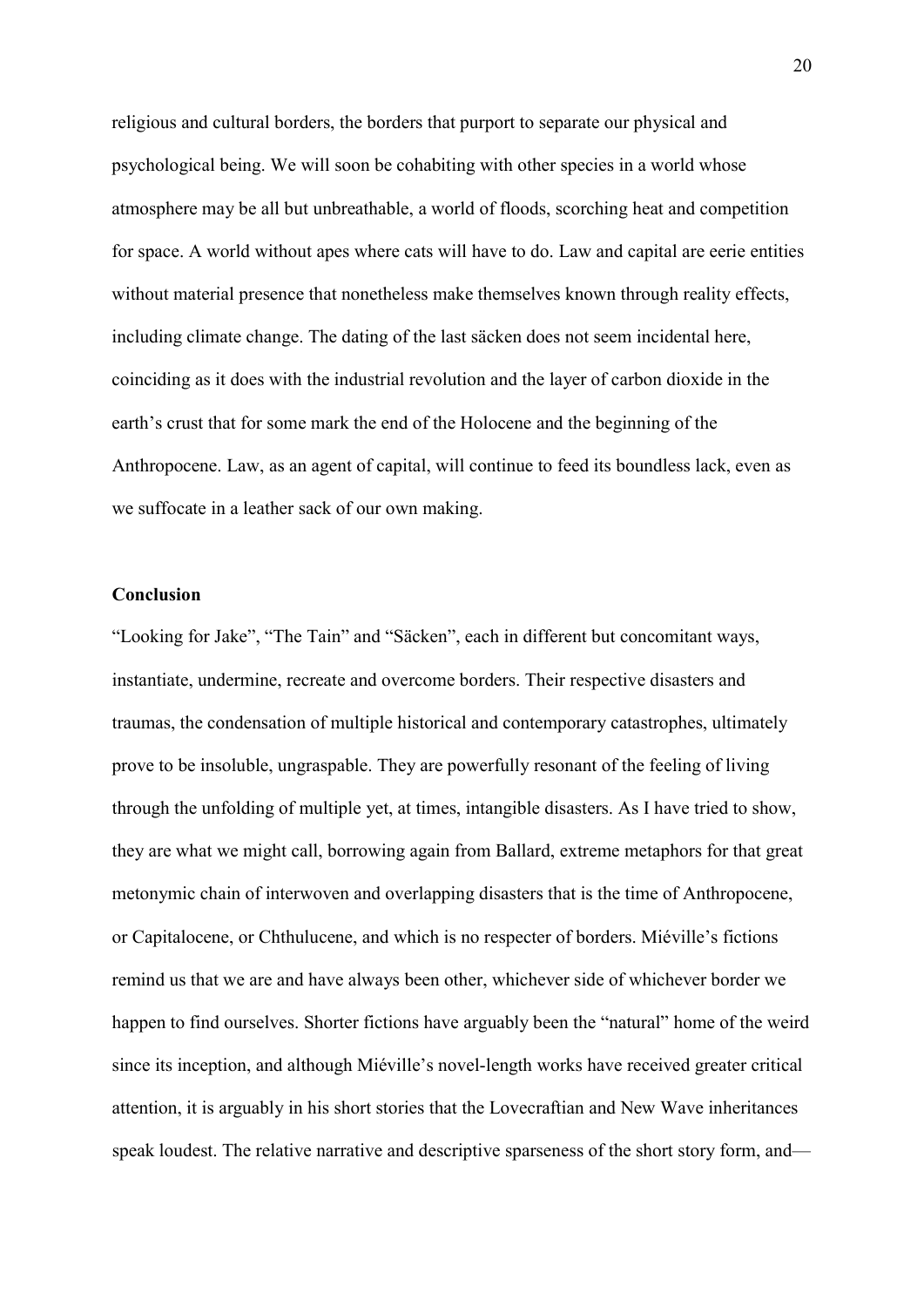religious and cultural borders, the borders that purport to separate our physical and psychological being. We will soon be cohabiting with other species in a world whose atmosphere may be all but unbreathable, a world of floods, scorching heat and competition for space. A world without apes where cats will have to do. Law and capital are eerie entities without material presence that nonetheless make themselves known through reality effects, including climate change. The dating of the last säcken does not seem incidental here, coinciding as it does with the industrial revolution and the layer of carbon dioxide in the earth's crust that for some mark the end of the Holocene and the beginning of the Anthropocene. Law, as an agent of capital, will continue to feed its boundless lack, even as we suffocate in a leather sack of our own making.

**Conclusion**

"Looking for Jake", "The Tain" and "Säcken", each in different but concomitant ways, instantiate, undermine, recreate and overcome borders. Their respective disasters and traumas, the condensation of multiple historical and contemporary catastrophes, ultimately prove to be insoluble, ungraspable. They are powerfully resonant of the feeling of living through the unfolding of multiple yet, at times, intangible disasters. As I have tried to show, they are what we might call, borrowing again from Ballard, extreme metaphors for that great metonymic chain of interwoven and overlapping disasters that is the time of Anthropocene, or Capitalocene, or Chthulucene, and which is no respecter of borders. Miéville's fictions remind us that we are and have always been other, whichever side of whichever border we happen to find ourselves. Shorter fictions have arguably been the "natural" home of the weird since its inception, and although Miéville's novel-length works have received greater critical attention, it is arguably in his short stories that the Lovecraftian and New Wave inheritances speak loudest. The relative narrative and descriptive sparseness of the short story form, and—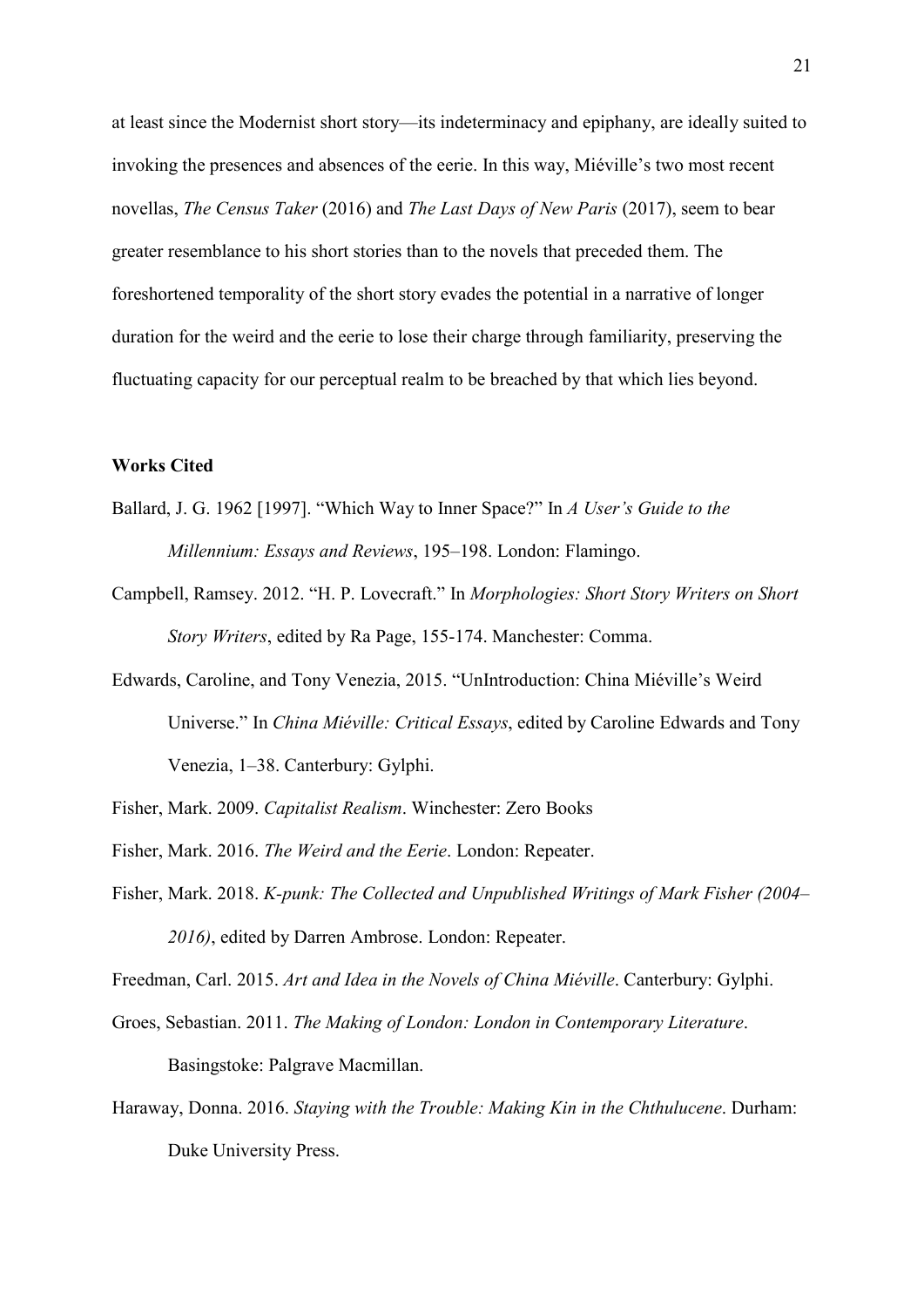at least since the Modernist short story—its indeterminacy and epiphany, are ideally suited to invoking the presences and absences of the eerie. In this way, Miéville's two most recent novellas, *The Census Taker* (2016) and *The Last Days of New Paris* (2017), seem to bear greater resemblance to his short stories than to the novels that preceded them. The foreshortened temporality of the short story evades the potential in a narrative of longer duration for the weird and the eerie to lose their charge through familiarity, preserving the fluctuating capacity for our perceptual realm to be breached by that which lies beyond.

**Works Cited**

Ballard, J. G. 1962 [1997]. "Which Way to Inner Space?" In *A User's Guide to the Millennium: Essays and Reviews*, 195–198. London: Flamingo.

Campbell, Ramsey. 2012. "H. P. Lovecraft." In *Morphologies: Short Story Writers on Short Story Writers*, edited by Ra Page, 155-174. Manchester: Comma.

Edwards, Caroline, and Tony Venezia, 2015. "UnIntroduction: China Miéville's Weird Universe." In *China Miéville: Critical Essays*, edited by Caroline Edwards and Tony Venezia, 1–38. Canterbury: Gylphi.

Fisher, Mark. 2009. *Capitalist Realism*. Winchester: Zero Books

Fisher, Mark. 2016. *The Weird and the Eerie*. London: Repeater.

Fisher, Mark. 2018. *K-punk: The Collected and Unpublished Writings of Mark Fisher (2004–2016)*, edited by Darren Ambrose. London: Repeater.

Freedman, Carl. 2015. *Art and Idea in the Novels of China Miéville*. Canterbury: Gylphi.

Groes, Sebastian. 2011. *The Making of London: London in Contemporary Literature*. Basingstoke: Palgrave Macmillan.

Haraway, Donna. 2016. *Staying with the Trouble: Making Kin in the Chthulucene*. Durham: Duke University Press.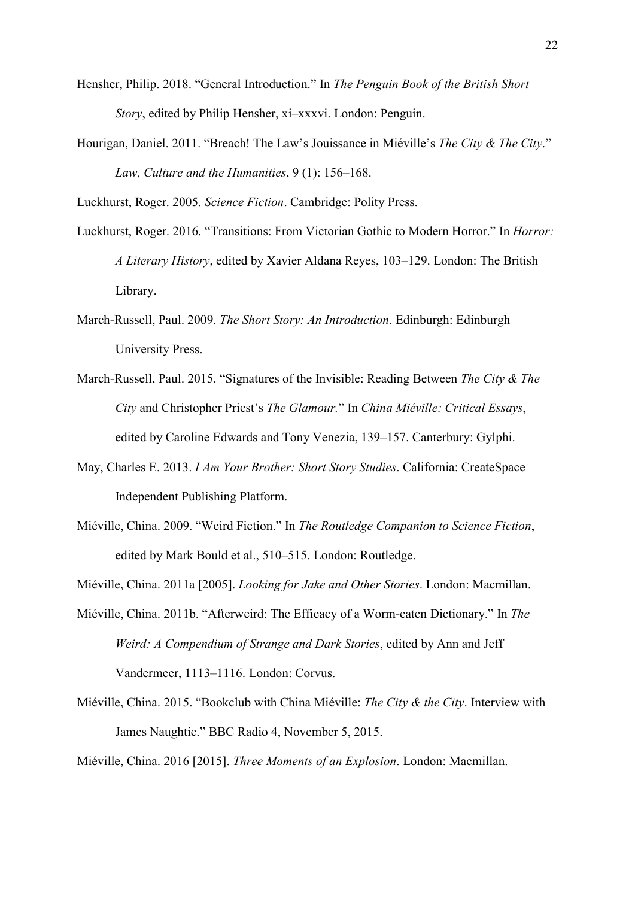Hensher, Philip. 2018. “General Introduction.” In *The Penguin Book of the British Short Story*, edited by Philip Hensher, xi–xxxvi. London: Penguin.

Hourigan, Daniel. 2011. “Breach! The Law’s Jouissance in Miéville’s *The City & The City*.” *Law, Culture and the Humanities*, 9 (1): 156–168.

Luckhurst, Roger. 2005. *Science Fiction*. Cambridge: Polity Press.

Luckhurst, Roger. 2016. “Transitions: From Victorian Gothic to Modern Horror.” In *Horror: A Literary History*, edited by Xavier Aldana Reyes, 103–129. London: The British Library.

March-Russell, Paul. 2009. *The Short Story: An Introduction*. Edinburgh: Edinburgh University Press.

March-Russell, Paul. 2015. “Signatures of the Invisible: Reading Between *The City & The City* and Christopher Priest’s *The Glamour.*” In *China Miéville: Critical Essays*, edited by Caroline Edwards and Tony Venezia, 139–157. Canterbury: Gylphi.

May, Charles E. 2013. *I Am Your Brother: Short Story Studies*. California: CreateSpace Independent Publishing Platform.

Miéville, China. 2009. “Weird Fiction.” In *The Routledge Companion to Science Fiction*, edited by Mark Bould et al., 510–515. London: Routledge.

Miéville, China. 2011a [2005]. *Looking for Jake and Other Stories*. London: Macmillan.

Miéville, China. 2011b. “Afterweird: The Efficacy of a Worm-eaten Dictionary.” In *The Weird: A Compendium of Strange and Dark Stories*, edited by Ann and Jeff Vandermeer, 1113–1116. London: Corvus.

Miéville, China. 2015. “Bookclub with China Miéville: *The City & the City*. Interview with James Naughtie.” BBC Radio 4, November 5, 2015.

Miéville, China. 2016 [2015]. *Three Moments of an Explosion*. London: Macmillan.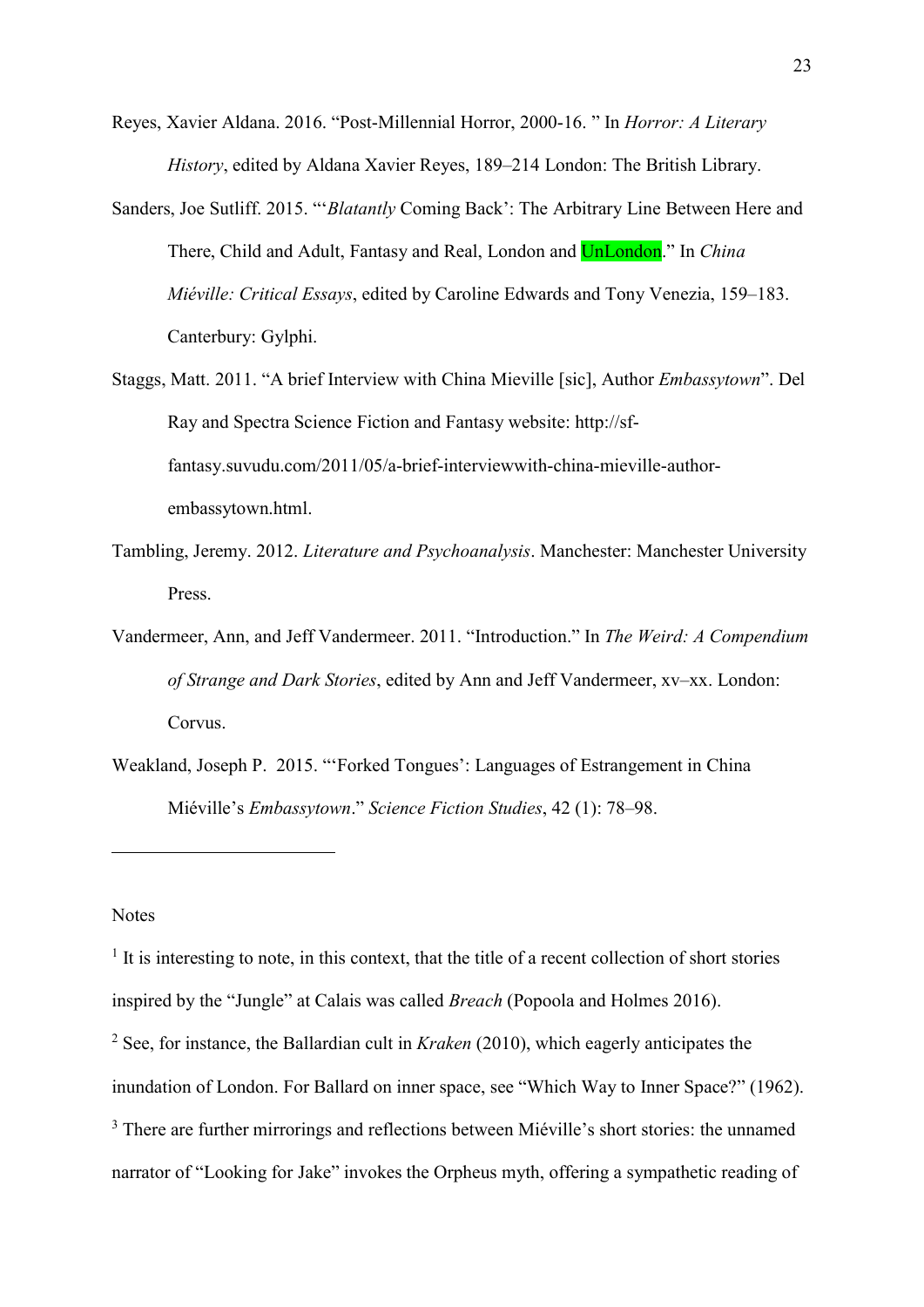Reyes, Xavier Aldana. 2016. "Post-Millennial Horror, 2000-16. " In *Horror: A Literary History*, edited by Aldana Xavier Reyes, 189–214 London: The British Library.

Sanders, Joe Sutliff. 2015. "'*Blatantly* Coming Back': The Arbitrary Line Between Here and There, Child and Adult, Fantasy and Real, London and UnLondon." In *China Miéville: Critical Essays*, edited by Caroline Edwards and Tony Venezia, 159–183. Canterbury: Gylphi.

Staggs, Matt. 2011. "A brief Interview with China Mieville [sic], Author *Embassytown*". Del Ray and Spectra Science Fiction and Fantasy website: http://sf-fantasy.suvudu.com/2011/05/a-brief-interviewwith-china-mieville-author-embassytown.html.

Tambling, Jeremy. 2012. *Literature and Psychoanalysis*. Manchester: Manchester University Press.

Vandermeer, Ann, and Jeff Vandermeer. 2011. "Introduction." In *The Weird: A Compendium of Strange and Dark Stories*, edited by Ann and Jeff Vandermeer, xv–xx. London: Corvus.

Weakland, Joseph P. 2015. "'Forked Tongues': Languages of Estrangement in China Miéville's *Embassytown*." *Science Fiction Studies*, 42 (1): 78–98.

---

Notes

[1] It is interesting to note, in this context, that the title of a recent collection of short stories inspired by the "Jungle" at Calais was called *Breach* (Popoola and Holmes 2016).

[2] See, for instance, the Ballardian cult in *Kraken* (2010), which eagerly anticipates the inundation of London. For Ballard on inner space, see "Which Way to Inner Space?" (1962).

[3] There are further mirrorings and reflections between Miéville's short stories: the unnamed narrator of "Looking for Jake" invokes the Orpheus myth, offering a sympathetic reading of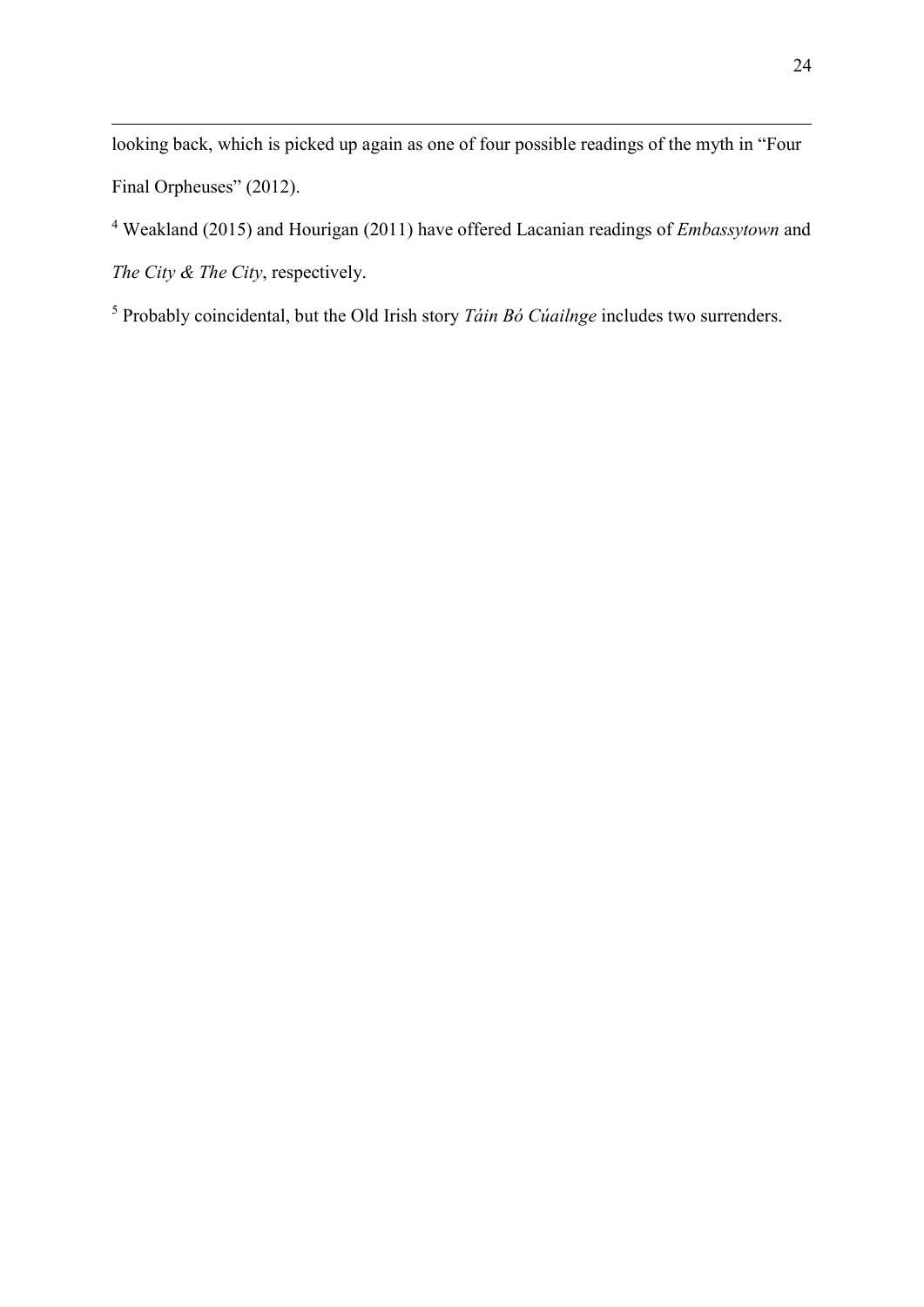looking back, which is picked up again as one of four possible readings of the myth in "Four Final Orpheuses" (2012).

[4] Weakland (2015) and Hourigan (2011) have offered Lacanian readings of *Embassytown* and *The City & The City*, respectively.

[5] Probably coincidental, but the Old Irish story *Táin Bó Cúailnge* includes two surrenders.